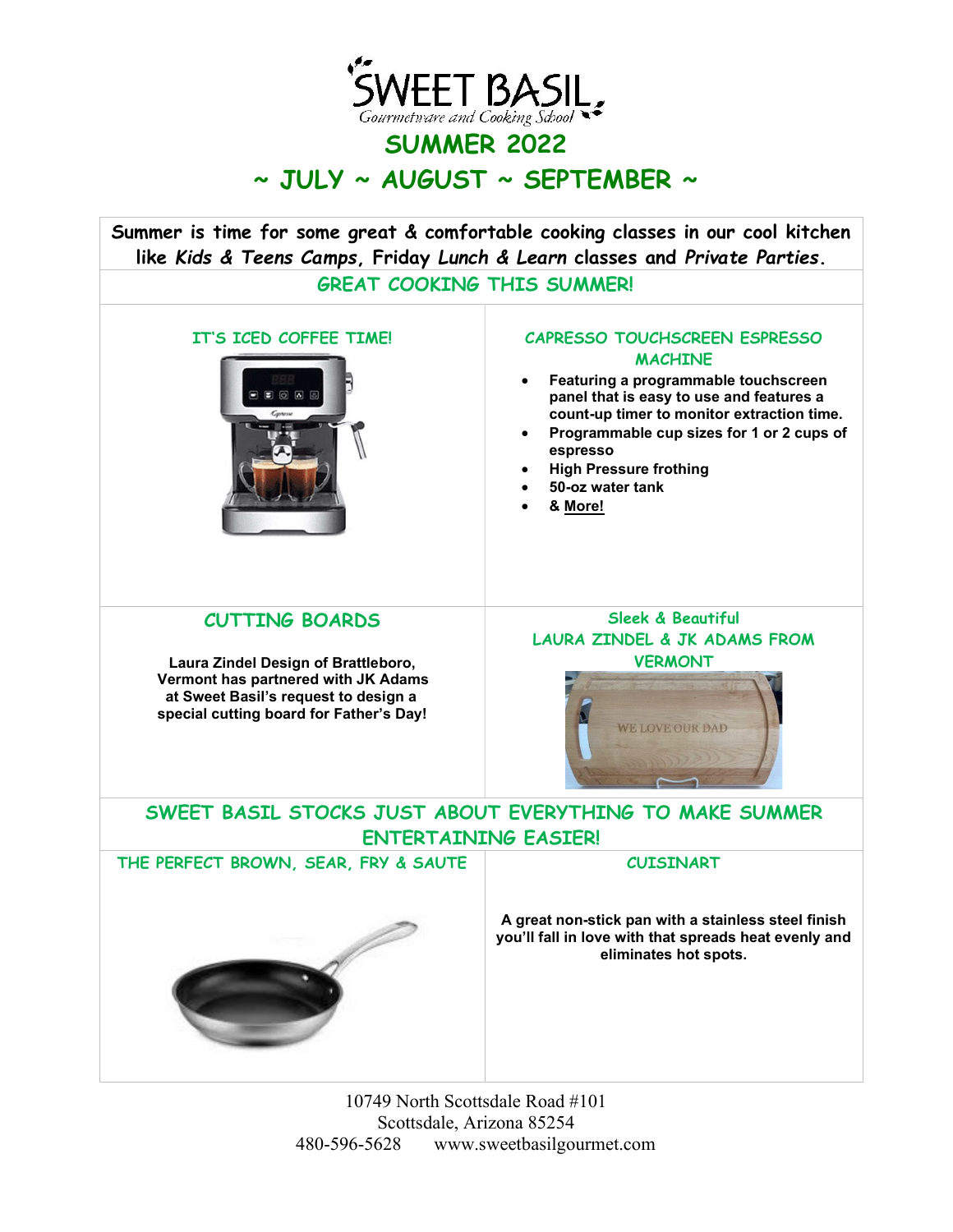# SWEET BASIL

Gourmetware and Cooking School

## SUMMER 2022

## ~ JULY ~ AUGUST ~ SEPTEMBER ~

**Summer is time for some great & comfortable cooking classes in our cool kitchen like *Kids & Teens Camps*, Friday *Lunch & Learn* classes and *Private Parties*.**

### GREAT COOKING THIS SUMMER!

#### IT'S ICED COFFEE TIME!

#### CAPRESSO TOUCHSCREEN ESPRESSO MACHINE

- **Featuring a programmable touchscreen panel that is easy to use and features a count-up timer to monitor extraction time.**
- **Programmable cup sizes for 1 or 2 cups of espresso**
- **High Pressure frothing**
- **50-oz water tank**
- **& More!**

#### CUTTING BOARDS

**Laura Zindel Design of Brattleboro, Vermont has partnered with JK Adams at Sweet Basil's request to design a special cutting board for Father's Day!**

#### Sleek & Beautiful

#### LAURA ZINDEL & JK ADAMS FROM VERMONT

### SWEET BASIL STOCKS JUST ABOUT EVERYTHING TO MAKE SUMMER ENTERTAINING EASIER!

#### THE PERFECT BROWN, SEAR, FRY & SAUTE

#### CUISINART

**A great non-stick pan with a stainless steel finish you'll fall in love with that spreads heat evenly and eliminates hot spots.**

10749 North Scottsdale Road #101
Scottsdale, Arizona 85254
480-596-5628 www.sweetbasilgourmet.com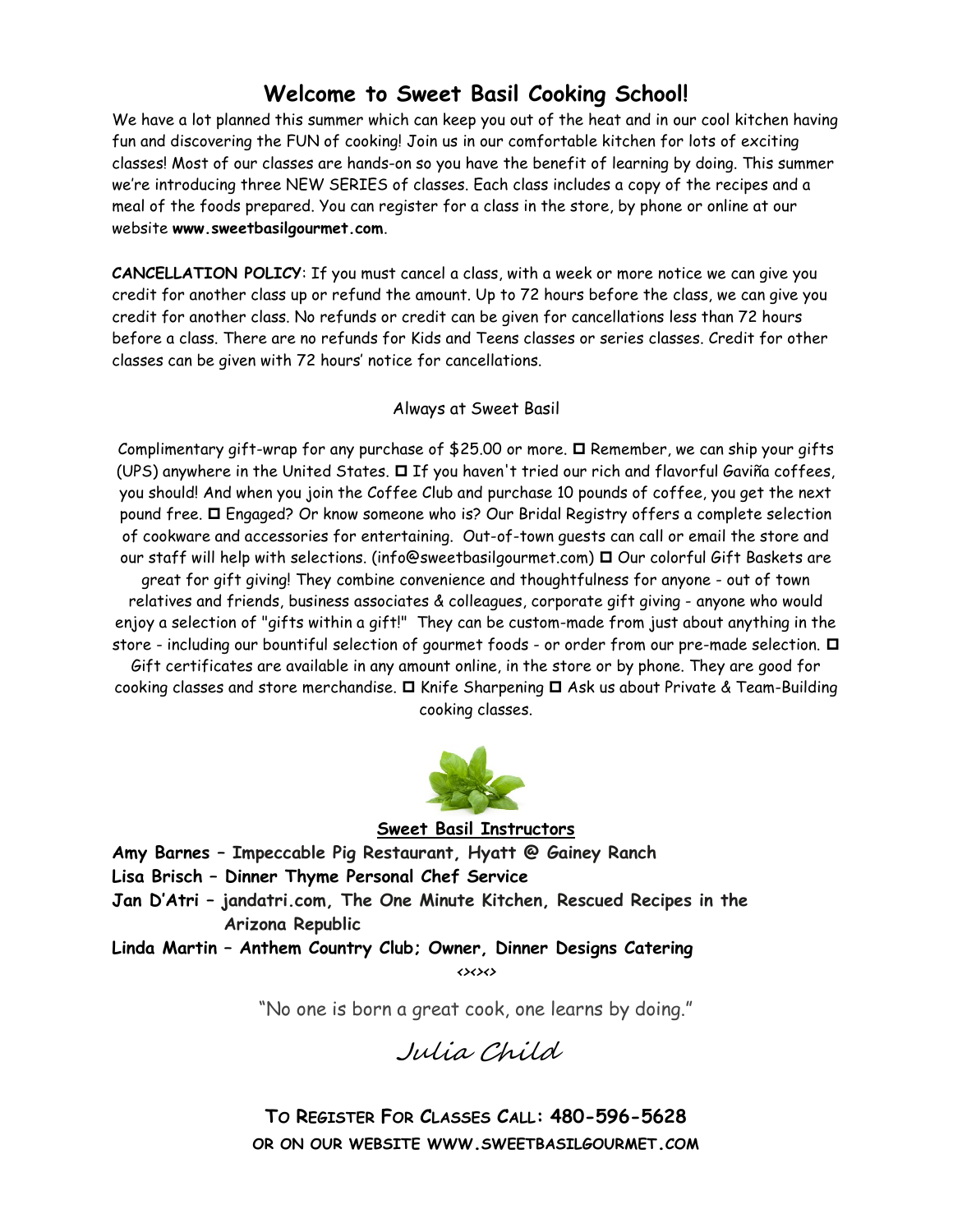# Welcome to Sweet Basil Cooking School!

We have a lot planned this summer which can keep you out of the heat and in our cool kitchen having fun and discovering the FUN of cooking! Join us in our comfortable kitchen for lots of exciting classes! Most of our classes are hands-on so you have the benefit of learning by doing. This summer we're introducing three NEW SERIES of classes. Each class includes a copy of the recipes and a meal of the foods prepared. You can register for a class in the store, by phone or online at our website **www.sweetbasilgourmet.com**.

**CANCELLATION POLICY**: If you must cancel a class, with a week or more notice we can give you credit for another class up or refund the amount. Up to 72 hours before the class, we can give you credit for another class. No refunds or credit can be given for cancellations less than 72 hours before a class. There are no refunds for Kids and Teens classes or series classes. Credit for other classes can be given with 72 hours' notice for cancellations.

Always at Sweet Basil

Complimentary gift-wrap for any purchase of $25.00 or more. ◻ Remember, we can ship your gifts (UPS) anywhere in the United States. ◻ If you haven't tried our rich and flavorful Gaviña coffees, you should! And when you join the Coffee Club and purchase 10 pounds of coffee, you get the next pound free. ◻ Engaged? Or know someone who is? Our Bridal Registry offers a complete selection of cookware and accessories for entertaining. Out-of-town guests can call or email the store and our staff will help with selections. (info@sweetbasilgourmet.com) ◻ Our colorful Gift Baskets are great for gift giving! They combine convenience and thoughtfulness for anyone - out of town relatives and friends, business associates & colleagues, corporate gift giving - anyone who would enjoy a selection of "gifts within a gift!" They can be custom-made from just about anything in the store - including our bountiful selection of gourmet foods - or order from our pre-made selection. ◻ Gift certificates are available in any amount online, in the store or by phone. They are good for cooking classes and store merchandise. ◻ Knife Sharpening ◻ Ask us about Private & Team-Building cooking classes.

**Sweet Basil Instructors**

**Amy Barnes – Impeccable Pig Restaurant, Hyatt @ Gainey Ranch**
**Lisa Brisch – Dinner Thyme Personal Chef Service**
**Jan D'Atri – jandatri.com, The One Minute Kitchen, Rescued Recipes in the Arizona Republic**
**Linda Martin – Anthem Country Club; Owner, Dinner Designs Catering**

<><><>

"No one is born a great cook, one learns by doing."

*Julia Child*

**TO REGISTER FOR CLASSES CALL: 480-596-5628**
**OR ON OUR WEBSITE WWW.SWEETBASILGOURMET.COM**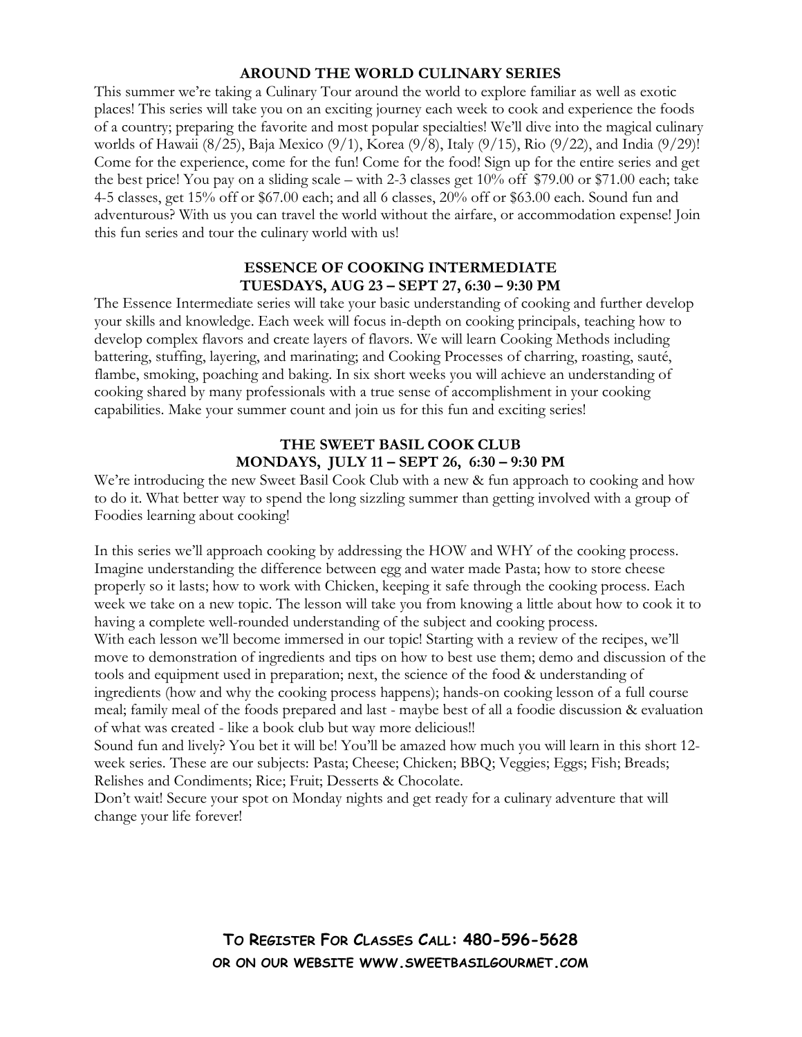## AROUND THE WORLD CULINARY SERIES

This summer we're taking a Culinary Tour around the world to explore familiar as well as exotic places! This series will take you on an exciting journey each week to cook and experience the foods of a country; preparing the favorite and most popular specialties! We'll dive into the magical culinary worlds of Hawaii (8/25), Baja Mexico (9/1), Korea (9/8), Italy (9/15), Rio (9/22), and India (9/29)! Come for the experience, come for the fun! Come for the food! Sign up for the entire series and get the best price! You pay on a sliding scale – with 2-3 classes get 10% off $79.00 or $71.00 each; take 4-5 classes, get 15% off or $67.00 each; and all 6 classes, 20% off or $63.00 each. Sound fun and adventurous? With us you can travel the world without the airfare, or accommodation expense! Join this fun series and tour the culinary world with us!

## ESSENCE OF COOKING INTERMEDIATE
### TUESDAYS, AUG 23 – SEPT 27, 6:30 – 9:30 PM

The Essence Intermediate series will take your basic understanding of cooking and further develop your skills and knowledge. Each week will focus in-depth on cooking principals, teaching how to develop complex flavors and create layers of flavors. We will learn Cooking Methods including battering, stuffing, layering, and marinating; and Cooking Processes of charring, roasting, sauté, flambe, smoking, poaching and baking. In six short weeks you will achieve an understanding of cooking shared by many professionals with a true sense of accomplishment in your cooking capabilities. Make your summer count and join us for this fun and exciting series!

## THE SWEET BASIL COOK CLUB
### MONDAYS, JULY 11 – SEPT 26, 6:30 – 9:30 PM

We're introducing the new Sweet Basil Cook Club with a new & fun approach to cooking and how to do it. What better way to spend the long sizzling summer than getting involved with a group of Foodies learning about cooking!

In this series we'll approach cooking by addressing the HOW and WHY of the cooking process. Imagine understanding the difference between egg and water made Pasta; how to store cheese properly so it lasts; how to work with Chicken, keeping it safe through the cooking process. Each week we take on a new topic. The lesson will take you from knowing a little about how to cook it to having a complete well-rounded understanding of the subject and cooking process.

With each lesson we'll become immersed in our topic! Starting with a review of the recipes, we'll move to demonstration of ingredients and tips on how to best use them; demo and discussion of the tools and equipment used in preparation; next, the science of the food & understanding of ingredients (how and why the cooking process happens); hands-on cooking lesson of a full course meal; family meal of the foods prepared and last - maybe best of all a foodie discussion & evaluation of what was created - like a book club but way more delicious!!

Sound fun and lively? You bet it will be! You'll be amazed how much you will learn in this short 12-week series. These are our subjects: Pasta; Cheese; Chicken; BBQ; Veggies; Eggs; Fish; Breads; Relishes and Condiments; Rice; Fruit; Desserts & Chocolate.

Don't wait! Secure your spot on Monday nights and get ready for a culinary adventure that will change your life forever!

**TO REGISTER FOR CLASSES CALL: 480-596-5628**
**OR ON OUR WEBSITE WWW.SWEETBASILGOURMET.COM**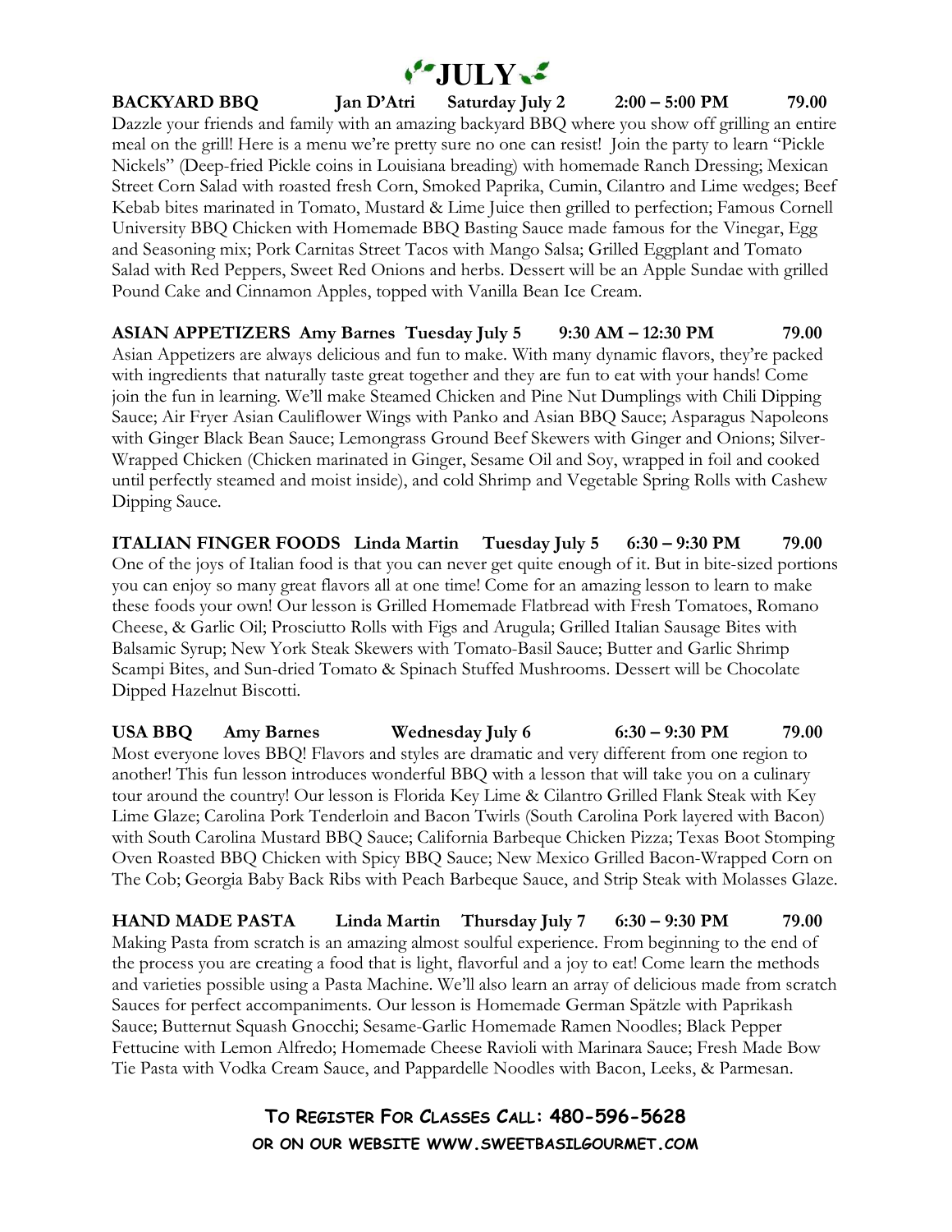# JULY

**BACKYARD BBQ Jan D'Atri Saturday July 2 2:00 – 5:00 PM 79.00**

Dazzle your friends and family with an amazing backyard BBQ where you show off grilling an entire meal on the grill! Here is a menu we're pretty sure no one can resist! Join the party to learn "Pickle Nickels" (Deep-fried Pickle coins in Louisiana breading) with homemade Ranch Dressing; Mexican Street Corn Salad with roasted fresh Corn, Smoked Paprika, Cumin, Cilantro and Lime wedges; Beef Kebab bites marinated in Tomato, Mustard & Lime Juice then grilled to perfection; Famous Cornell University BBQ Chicken with Homemade BBQ Basting Sauce made famous for the Vinegar, Egg and Seasoning mix; Pork Carnitas Street Tacos with Mango Salsa; Grilled Eggplant and Tomato Salad with Red Peppers, Sweet Red Onions and herbs. Dessert will be an Apple Sundae with grilled Pound Cake and Cinnamon Apples, topped with Vanilla Bean Ice Cream.

**ASIAN APPETIZERS Amy Barnes Tuesday July 5 9:30 AM – 12:30 PM 79.00**

Asian Appetizers are always delicious and fun to make. With many dynamic flavors, they're packed with ingredients that naturally taste great together and they are fun to eat with your hands! Come join the fun in learning. We'll make Steamed Chicken and Pine Nut Dumplings with Chili Dipping Sauce; Air Fryer Asian Cauliflower Wings with Panko and Asian BBQ Sauce; Asparagus Napoleons with Ginger Black Bean Sauce; Lemongrass Ground Beef Skewers with Ginger and Onions; Silver-Wrapped Chicken (Chicken marinated in Ginger, Sesame Oil and Soy, wrapped in foil and cooked until perfectly steamed and moist inside), and cold Shrimp and Vegetable Spring Rolls with Cashew Dipping Sauce.

**ITALIAN FINGER FOODS Linda Martin Tuesday July 5 6:30 – 9:30 PM 79.00**

One of the joys of Italian food is that you can never get quite enough of it. But in bite-sized portions you can enjoy so many great flavors all at one time! Come for an amazing lesson to learn to make these foods your own! Our lesson is Grilled Homemade Flatbread with Fresh Tomatoes, Romano Cheese, & Garlic Oil; Prosciutto Rolls with Figs and Arugula; Grilled Italian Sausage Bites with Balsamic Syrup; New York Steak Skewers with Tomato-Basil Sauce; Butter and Garlic Shrimp Scampi Bites, and Sun-dried Tomato & Spinach Stuffed Mushrooms. Dessert will be Chocolate Dipped Hazelnut Biscotti.

**USA BBQ Amy Barnes Wednesday July 6 6:30 – 9:30 PM 79.00**

Most everyone loves BBQ! Flavors and styles are dramatic and very different from one region to another! This fun lesson introduces wonderful BBQ with a lesson that will take you on a culinary tour around the country! Our lesson is Florida Key Lime & Cilantro Grilled Flank Steak with Key Lime Glaze; Carolina Pork Tenderloin and Bacon Twirls (South Carolina Pork layered with Bacon) with South Carolina Mustard BBQ Sauce; California Barbeque Chicken Pizza; Texas Boot Stomping Oven Roasted BBQ Chicken with Spicy BBQ Sauce; New Mexico Grilled Bacon-Wrapped Corn on The Cob; Georgia Baby Back Ribs with Peach Barbeque Sauce, and Strip Steak with Molasses Glaze.

**HAND MADE PASTA Linda Martin Thursday July 7 6:30 – 9:30 PM 79.00**

Making Pasta from scratch is an amazing almost soulful experience. From beginning to the end of the process you are creating a food that is light, flavorful and a joy to eat! Come learn the methods and varieties possible using a Pasta Machine. We'll also learn an array of delicious made from scratch Sauces for perfect accompaniments. Our lesson is Homemade German Spätzle with Paprikash Sauce; Butternut Squash Gnocchi; Sesame-Garlic Homemade Ramen Noodles; Black Pepper Fettucine with Lemon Alfredo; Homemade Cheese Ravioli with Marinara Sauce; Fresh Made Bow Tie Pasta with Vodka Cream Sauce, and Pappardelle Noodles with Bacon, Leeks, & Parmesan.

**TO REGISTER FOR CLASSES CALL: 480-596-5628**
**OR ON OUR WEBSITE WWW.SWEETBASILGOURMET.COM**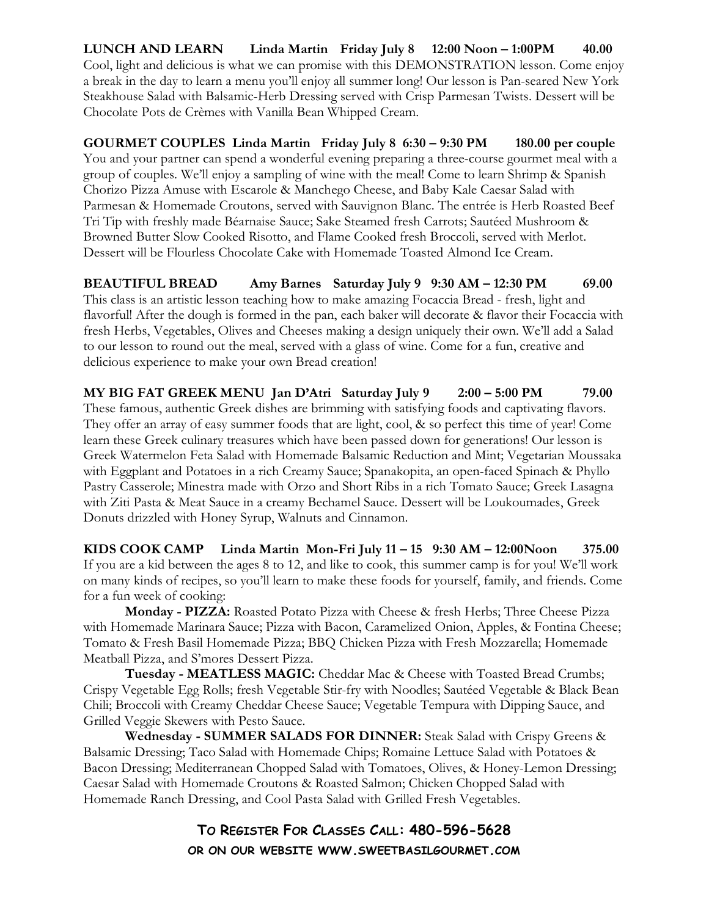**LUNCH AND LEARN    Linda Martin   Friday July 8   12:00 Noon – 1:00PM   40.00**

Cool, light and delicious is what we can promise with this DEMONSTRATION lesson. Come enjoy a break in the day to learn a menu you'll enjoy all summer long! Our lesson is Pan-seared New York Steakhouse Salad with Balsamic-Herb Dressing served with Crisp Parmesan Twists. Dessert will be Chocolate Pots de Crèmes with Vanilla Bean Whipped Cream.

**GOURMET COUPLES  Linda Martin   Friday July 8  6:30 – 9:30 PM   180.00 per couple**

You and your partner can spend a wonderful evening preparing a three-course gourmet meal with a group of couples. We'll enjoy a sampling of wine with the meal! Come to learn Shrimp & Spanish Chorizo Pizza Amuse with Escarole & Manchego Cheese, and Baby Kale Caesar Salad with Parmesan & Homemade Croutons, served with Sauvignon Blanc. The entrée is Herb Roasted Beef Tri Tip with freshly made Béarnaise Sauce; Sake Steamed fresh Carrots; Sautéed Mushroom & Browned Butter Slow Cooked Risotto, and Flame Cooked fresh Broccoli, served with Merlot. Dessert will be Flourless Chocolate Cake with Homemade Toasted Almond Ice Cream.

**BEAUTIFUL BREAD    Amy Barnes   Saturday July 9   9:30 AM – 12:30 PM   69.00**

This class is an artistic lesson teaching how to make amazing Focaccia Bread - fresh, light and flavorful! After the dough is formed in the pan, each baker will decorate & flavor their Focaccia with fresh Herbs, Vegetables, Olives and Cheeses making a design uniquely their own. We'll add a Salad to our lesson to round out the meal, served with a glass of wine. Come for a fun, creative and delicious experience to make your own Bread creation!

**MY BIG FAT GREEK MENU  Jan D'Atri   Saturday July 9   2:00 – 5:00 PM   79.00**

These famous, authentic Greek dishes are brimming with satisfying foods and captivating flavors. They offer an array of easy summer foods that are light, cool, & so perfect this time of year! Come learn these Greek culinary treasures which have been passed down for generations! Our lesson is Greek Watermelon Feta Salad with Homemade Balsamic Reduction and Mint; Vegetarian Moussaka with Eggplant and Potatoes in a rich Creamy Sauce; Spanakopita, an open-faced Spinach & Phyllo Pastry Casserole; Minestra made with Orzo and Short Ribs in a rich Tomato Sauce; Greek Lasagna with Ziti Pasta & Meat Sauce in a creamy Bechamel Sauce. Dessert will be Loukoumades, Greek Donuts drizzled with Honey Syrup, Walnuts and Cinnamon.

**KIDS COOK CAMP   Linda Martin  Mon-Fri July 11 – 15   9:30 AM – 12:00Noon   375.00**

If you are a kid between the ages 8 to 12, and like to cook, this summer camp is for you! We'll work on many kinds of recipes, so you'll learn to make these foods for yourself, family, and friends. Come for a fun week of cooking:

**Monday - PIZZA:** Roasted Potato Pizza with Cheese & fresh Herbs; Three Cheese Pizza with Homemade Marinara Sauce; Pizza with Bacon, Caramelized Onion, Apples, & Fontina Cheese; Tomato & Fresh Basil Homemade Pizza; BBQ Chicken Pizza with Fresh Mozzarella; Homemade Meatball Pizza, and S'mores Dessert Pizza.

**Tuesday - MEATLESS MAGIC:** Cheddar Mac & Cheese with Toasted Bread Crumbs; Crispy Vegetable Egg Rolls; fresh Vegetable Stir-fry with Noodles; Sautéed Vegetable & Black Bean Chili; Broccoli with Creamy Cheddar Cheese Sauce; Vegetable Tempura with Dipping Sauce, and Grilled Veggie Skewers with Pesto Sauce.

**Wednesday - SUMMER SALADS FOR DINNER:** Steak Salad with Crispy Greens & Balsamic Dressing; Taco Salad with Homemade Chips; Romaine Lettuce Salad with Potatoes & Bacon Dressing; Mediterranean Chopped Salad with Tomatoes, Olives, & Honey-Lemon Dressing; Caesar Salad with Homemade Croutons & Roasted Salmon; Chicken Chopped Salad with Homemade Ranch Dressing, and Cool Pasta Salad with Grilled Fresh Vegetables.

**TO REGISTER FOR CLASSES CALL: 480-596-5628**

**OR ON OUR WEBSITE WWW.SWEETBASILGOURMET.COM**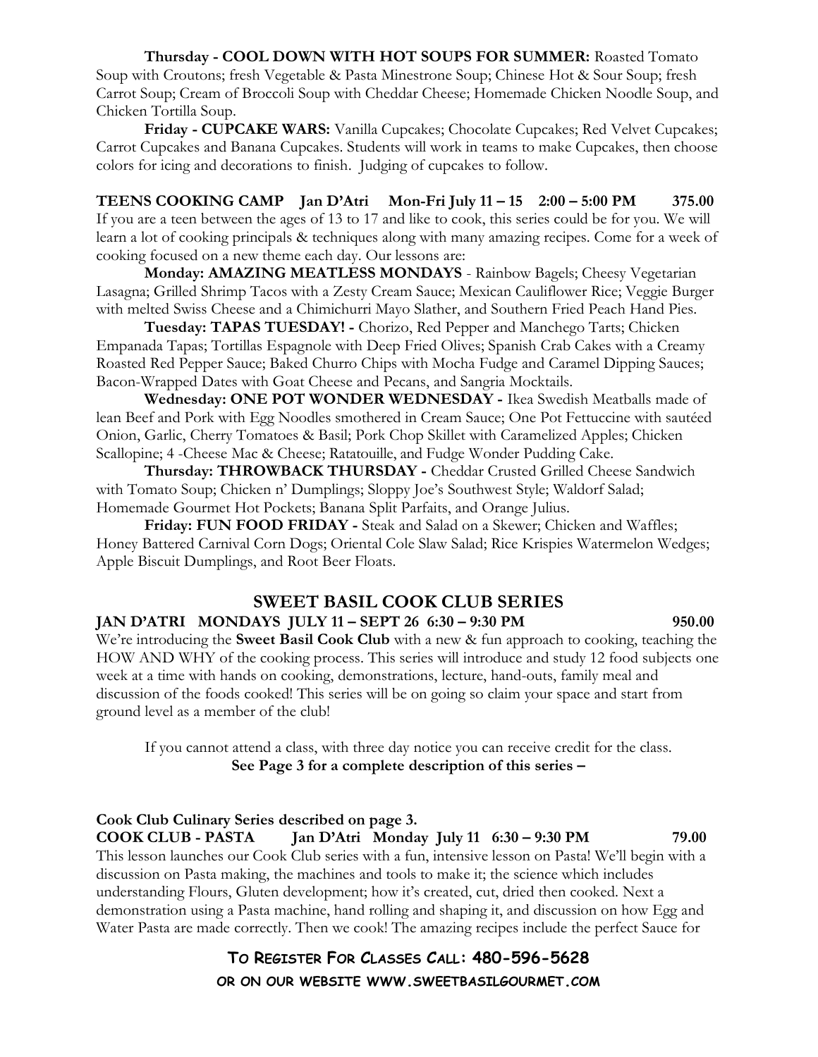**Thursday - COOL DOWN WITH HOT SOUPS FOR SUMMER:** Roasted Tomato Soup with Croutons; fresh Vegetable & Pasta Minestrone Soup; Chinese Hot & Sour Soup; fresh Carrot Soup; Cream of Broccoli Soup with Cheddar Cheese; Homemade Chicken Noodle Soup, and Chicken Tortilla Soup.

**Friday - CUPCAKE WARS:** Vanilla Cupcakes; Chocolate Cupcakes; Red Velvet Cupcakes; Carrot Cupcakes and Banana Cupcakes. Students will work in teams to make Cupcakes, then choose colors for icing and decorations to finish. Judging of cupcakes to follow.

**TEENS COOKING CAMP Jan D'Atri Mon-Fri July 11 – 15 2:00 – 5:00 PM 375.00**

If you are a teen between the ages of 13 to 17 and like to cook, this series could be for you. We will learn a lot of cooking principals & techniques along with many amazing recipes. Come for a week of cooking focused on a new theme each day. Our lessons are:

**Monday: AMAZING MEATLESS MONDAYS** - Rainbow Bagels; Cheesy Vegetarian Lasagna; Grilled Shrimp Tacos with a Zesty Cream Sauce; Mexican Cauliflower Rice; Veggie Burger with melted Swiss Cheese and a Chimichurri Mayo Slather, and Southern Fried Peach Hand Pies.

**Tuesday: TAPAS TUESDAY! -** Chorizo, Red Pepper and Manchego Tarts; Chicken Empanada Tapas; Tortillas Espagnole with Deep Fried Olives; Spanish Crab Cakes with a Creamy Roasted Red Pepper Sauce; Baked Churro Chips with Mocha Fudge and Caramel Dipping Sauces; Bacon-Wrapped Dates with Goat Cheese and Pecans, and Sangria Mocktails.

**Wednesday: ONE POT WONDER WEDNESDAY -** Ikea Swedish Meatballs made of lean Beef and Pork with Egg Noodles smothered in Cream Sauce; One Pot Fettuccine with sautéed Onion, Garlic, Cherry Tomatoes & Basil; Pork Chop Skillet with Caramelized Apples; Chicken Scallopine; 4 -Cheese Mac & Cheese; Ratatouille, and Fudge Wonder Pudding Cake.

**Thursday: THROWBACK THURSDAY -** Cheddar Crusted Grilled Cheese Sandwich with Tomato Soup; Chicken n' Dumplings; Sloppy Joe's Southwest Style; Waldorf Salad; Homemade Gourmet Hot Pockets; Banana Split Parfaits, and Orange Julius.

**Friday: FUN FOOD FRIDAY -** Steak and Salad on a Skewer; Chicken and Waffles; Honey Battered Carnival Corn Dogs; Oriental Cole Slaw Salad; Rice Krispies Watermelon Wedges; Apple Biscuit Dumplings, and Root Beer Floats.

## SWEET BASIL COOK CLUB SERIES

**JAN D'ATRI MONDAYS JULY 11 – SEPT 26 6:30 – 9:30 PM 950.00**

We're introducing the **Sweet Basil Cook Club** with a new & fun approach to cooking, teaching the HOW AND WHY of the cooking process. This series will introduce and study 12 food subjects one week at a time with hands on cooking, demonstrations, lecture, hand-outs, family meal and discussion of the foods cooked! This series will be on going so claim your space and start from ground level as a member of the club!

If you cannot attend a class, with three day notice you can receive credit for the class.

**See Page 3 for a complete description of this series –**

**Cook Club Culinary Series described on page 3.**

**COOK CLUB - PASTA Jan D'Atri Monday July 11 6:30 – 9:30 PM 79.00**

This lesson launches our Cook Club series with a fun, intensive lesson on Pasta! We'll begin with a discussion on Pasta making, the machines and tools to make it; the science which includes understanding Flours, Gluten development; how it's created, cut, dried then cooked. Next a demonstration using a Pasta machine, hand rolling and shaping it, and discussion on how Egg and Water Pasta are made correctly. Then we cook! The amazing recipes include the perfect Sauce for

**To Register For Classes Call: 480-596-5628**
**or on our website www.sweetbasilgourmet.com**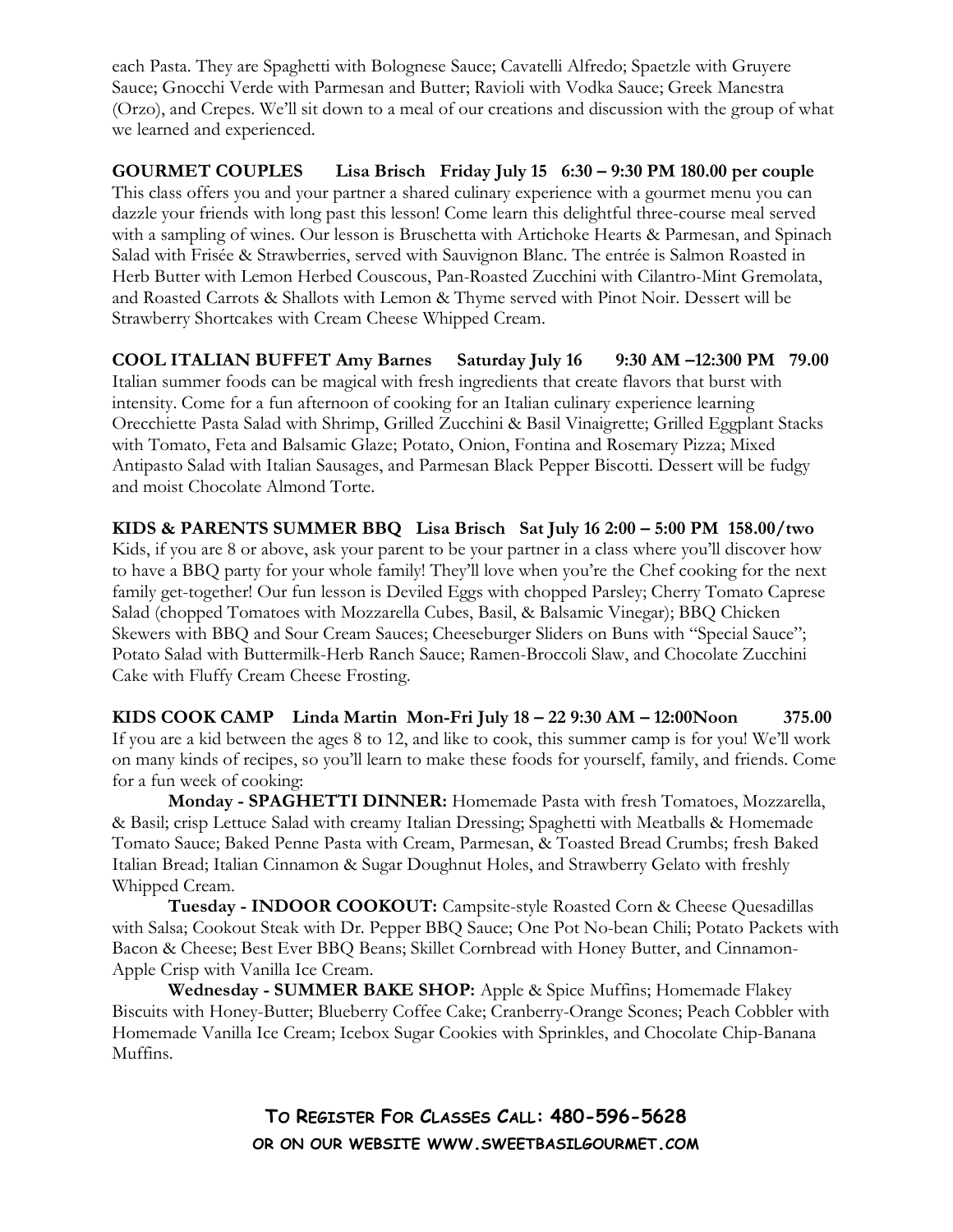each Pasta. They are Spaghetti with Bolognese Sauce; Cavatelli Alfredo; Spaetzle with Gruyere Sauce; Gnocchi Verde with Parmesan and Butter; Ravioli with Vodka Sauce; Greek Manestra (Orzo), and Crepes. We'll sit down to a meal of our creations and discussion with the group of what we learned and experienced.

**GOURMET COUPLES Lisa Brisch Friday July 15 6:30 – 9:30 PM 180.00 per couple**

This class offers you and your partner a shared culinary experience with a gourmet menu you can dazzle your friends with long past this lesson! Come learn this delightful three-course meal served with a sampling of wines. Our lesson is Bruschetta with Artichoke Hearts & Parmesan, and Spinach Salad with Frisée & Strawberries, served with Sauvignon Blanc. The entrée is Salmon Roasted in Herb Butter with Lemon Herbed Couscous, Pan-Roasted Zucchini with Cilantro-Mint Gremolata, and Roasted Carrots & Shallots with Lemon & Thyme served with Pinot Noir. Dessert will be Strawberry Shortcakes with Cream Cheese Whipped Cream.

**COOL ITALIAN BUFFET Amy Barnes Saturday July 16 9:30 AM –12:300 PM 79.00**

Italian summer foods can be magical with fresh ingredients that create flavors that burst with intensity. Come for a fun afternoon of cooking for an Italian culinary experience learning Orecchiette Pasta Salad with Shrimp, Grilled Zucchini & Basil Vinaigrette; Grilled Eggplant Stacks with Tomato, Feta and Balsamic Glaze; Potato, Onion, Fontina and Rosemary Pizza; Mixed Antipasto Salad with Italian Sausages, and Parmesan Black Pepper Biscotti. Dessert will be fudgy and moist Chocolate Almond Torte.

**KIDS & PARENTS SUMMER BBQ Lisa Brisch Sat July 16 2:00 – 5:00 PM 158.00/two**

Kids, if you are 8 or above, ask your parent to be your partner in a class where you'll discover how to have a BBQ party for your whole family! They'll love when you're the Chef cooking for the next family get-together! Our fun lesson is Deviled Eggs with chopped Parsley; Cherry Tomato Caprese Salad (chopped Tomatoes with Mozzarella Cubes, Basil, & Balsamic Vinegar); BBQ Chicken Skewers with BBQ and Sour Cream Sauces; Cheeseburger Sliders on Buns with "Special Sauce"; Potato Salad with Buttermilk-Herb Ranch Sauce; Ramen-Broccoli Slaw, and Chocolate Zucchini Cake with Fluffy Cream Cheese Frosting.

**KIDS COOK CAMP Linda Martin Mon-Fri July 18 – 22 9:30 AM – 12:00Noon 375.00**

If you are a kid between the ages 8 to 12, and like to cook, this summer camp is for you! We'll work on many kinds of recipes, so you'll learn to make these foods for yourself, family, and friends. Come for a fun week of cooking:

**Monday - SPAGHETTI DINNER:** Homemade Pasta with fresh Tomatoes, Mozzarella, & Basil; crisp Lettuce Salad with creamy Italian Dressing; Spaghetti with Meatballs & Homemade Tomato Sauce; Baked Penne Pasta with Cream, Parmesan, & Toasted Bread Crumbs; fresh Baked Italian Bread; Italian Cinnamon & Sugar Doughnut Holes, and Strawberry Gelato with freshly Whipped Cream.

**Tuesday - INDOOR COOKOUT:** Campsite-style Roasted Corn & Cheese Quesadillas with Salsa; Cookout Steak with Dr. Pepper BBQ Sauce; One Pot No-bean Chili; Potato Packets with Bacon & Cheese; Best Ever BBQ Beans; Skillet Cornbread with Honey Butter, and Cinnamon-Apple Crisp with Vanilla Ice Cream.

**Wednesday - SUMMER BAKE SHOP:** Apple & Spice Muffins; Homemade Flakey Biscuits with Honey-Butter; Blueberry Coffee Cake; Cranberry-Orange Scones; Peach Cobbler with Homemade Vanilla Ice Cream; Icebox Sugar Cookies with Sprinkles, and Chocolate Chip-Banana Muffins.

**TO REGISTER FOR CLASSES CALL: 480-596-5628**
**OR ON OUR WEBSITE WWW.SWEETBASILGOURMET.COM**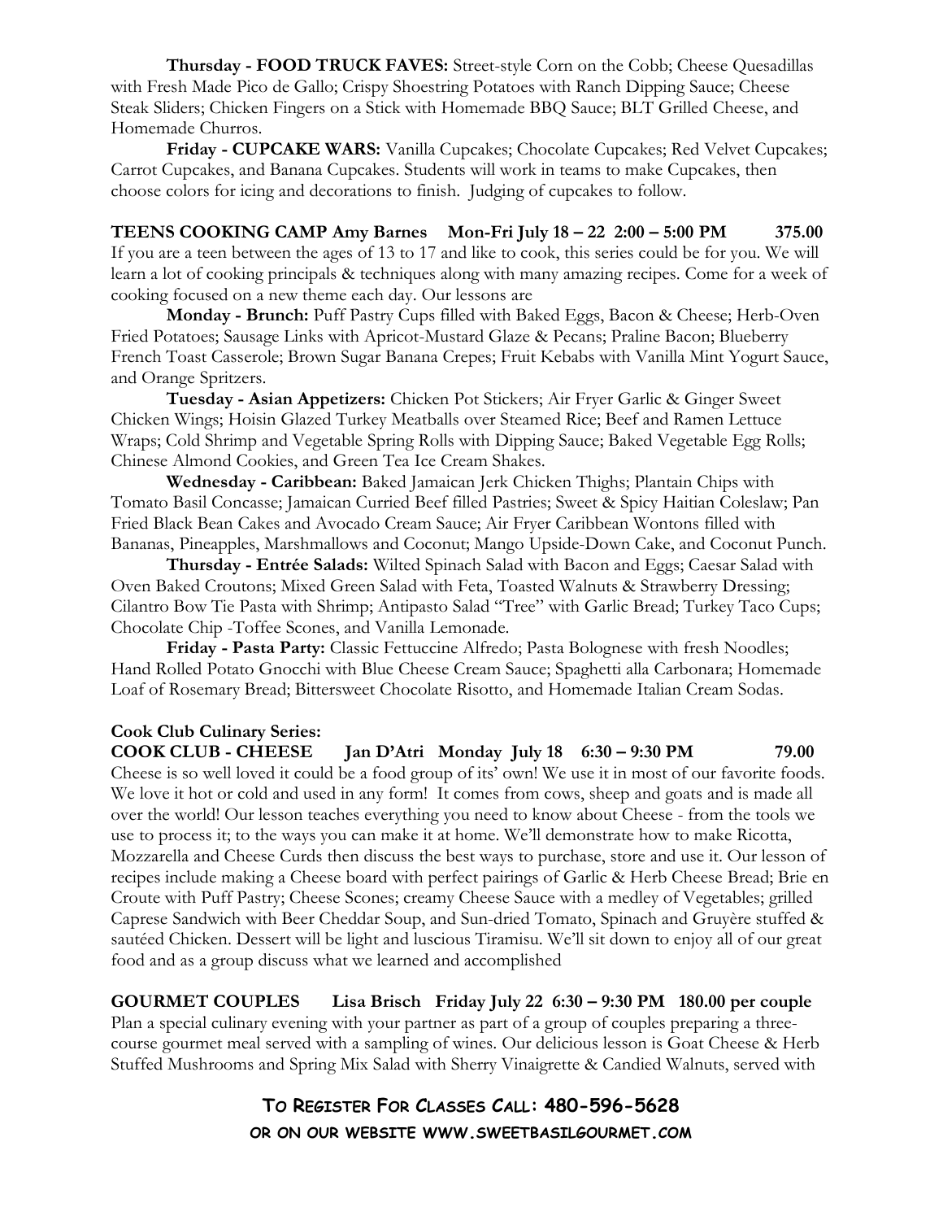**Thursday - FOOD TRUCK FAVES:** Street-style Corn on the Cobb; Cheese Quesadillas with Fresh Made Pico de Gallo; Crispy Shoestring Potatoes with Ranch Dipping Sauce; Cheese Steak Sliders; Chicken Fingers on a Stick with Homemade BBQ Sauce; BLT Grilled Cheese, and Homemade Churros.

**Friday - CUPCAKE WARS:** Vanilla Cupcakes; Chocolate Cupcakes; Red Velvet Cupcakes; Carrot Cupcakes, and Banana Cupcakes. Students will work in teams to make Cupcakes, then choose colors for icing and decorations to finish. Judging of cupcakes to follow.

**TEENS COOKING CAMP Amy Barnes Mon-Fri July 18 – 22 2:00 – 5:00 PM 375.00**

If you are a teen between the ages of 13 to 17 and like to cook, this series could be for you. We will learn a lot of cooking principals & techniques along with many amazing recipes. Come for a week of cooking focused on a new theme each day. Our lessons are

**Monday - Brunch:** Puff Pastry Cups filled with Baked Eggs, Bacon & Cheese; Herb-Oven Fried Potatoes; Sausage Links with Apricot-Mustard Glaze & Pecans; Praline Bacon; Blueberry French Toast Casserole; Brown Sugar Banana Crepes; Fruit Kebabs with Vanilla Mint Yogurt Sauce, and Orange Spritzers.

**Tuesday - Asian Appetizers:** Chicken Pot Stickers; Air Fryer Garlic & Ginger Sweet Chicken Wings; Hoisin Glazed Turkey Meatballs over Steamed Rice; Beef and Ramen Lettuce Wraps; Cold Shrimp and Vegetable Spring Rolls with Dipping Sauce; Baked Vegetable Egg Rolls; Chinese Almond Cookies, and Green Tea Ice Cream Shakes.

**Wednesday - Caribbean:** Baked Jamaican Jerk Chicken Thighs; Plantain Chips with Tomato Basil Concasse; Jamaican Curried Beef filled Pastries; Sweet & Spicy Haitian Coleslaw; Pan Fried Black Bean Cakes and Avocado Cream Sauce; Air Fryer Caribbean Wontons filled with Bananas, Pineapples, Marshmallows and Coconut; Mango Upside-Down Cake, and Coconut Punch.

**Thursday - Entrée Salads:** Wilted Spinach Salad with Bacon and Eggs; Caesar Salad with Oven Baked Croutons; Mixed Green Salad with Feta, Toasted Walnuts & Strawberry Dressing; Cilantro Bow Tie Pasta with Shrimp; Antipasto Salad "Tree" with Garlic Bread; Turkey Taco Cups; Chocolate Chip -Toffee Scones, and Vanilla Lemonade.

**Friday - Pasta Party:** Classic Fettuccine Alfredo; Pasta Bolognese with fresh Noodles; Hand Rolled Potato Gnocchi with Blue Cheese Cream Sauce; Spaghetti alla Carbonara; Homemade Loaf of Rosemary Bread; Bittersweet Chocolate Risotto, and Homemade Italian Cream Sodas.

**Cook Club Culinary Series:**

**COOK CLUB - CHEESE Jan D'Atri Monday July 18 6:30 – 9:30 PM 79.00**

Cheese is so well loved it could be a food group of its' own! We use it in most of our favorite foods. We love it hot or cold and used in any form! It comes from cows, sheep and goats and is made all over the world! Our lesson teaches everything you need to know about Cheese - from the tools we use to process it; to the ways you can make it at home. We'll demonstrate how to make Ricotta, Mozzarella and Cheese Curds then discuss the best ways to purchase, store and use it. Our lesson of recipes include making a Cheese board with perfect pairings of Garlic & Herb Cheese Bread; Brie en Croute with Puff Pastry; Cheese Scones; creamy Cheese Sauce with a medley of Vegetables; grilled Caprese Sandwich with Beer Cheddar Soup, and Sun-dried Tomato, Spinach and Gruyère stuffed & sautéed Chicken. Dessert will be light and luscious Tiramisu. We'll sit down to enjoy all of our great food and as a group discuss what we learned and accomplished

**GOURMET COUPLES Lisa Brisch Friday July 22 6:30 – 9:30 PM 180.00 per couple**

Plan a special culinary evening with your partner as part of a group of couples preparing a three-course gourmet meal served with a sampling of wines. Our delicious lesson is Goat Cheese & Herb Stuffed Mushrooms and Spring Mix Salad with Sherry Vinaigrette & Candied Walnuts, served with

**TO REGISTER FOR CLASSES CALL: 480-596-5628**
**OR ON OUR WEBSITE WWW.SWEETBASILGOURMET.COM**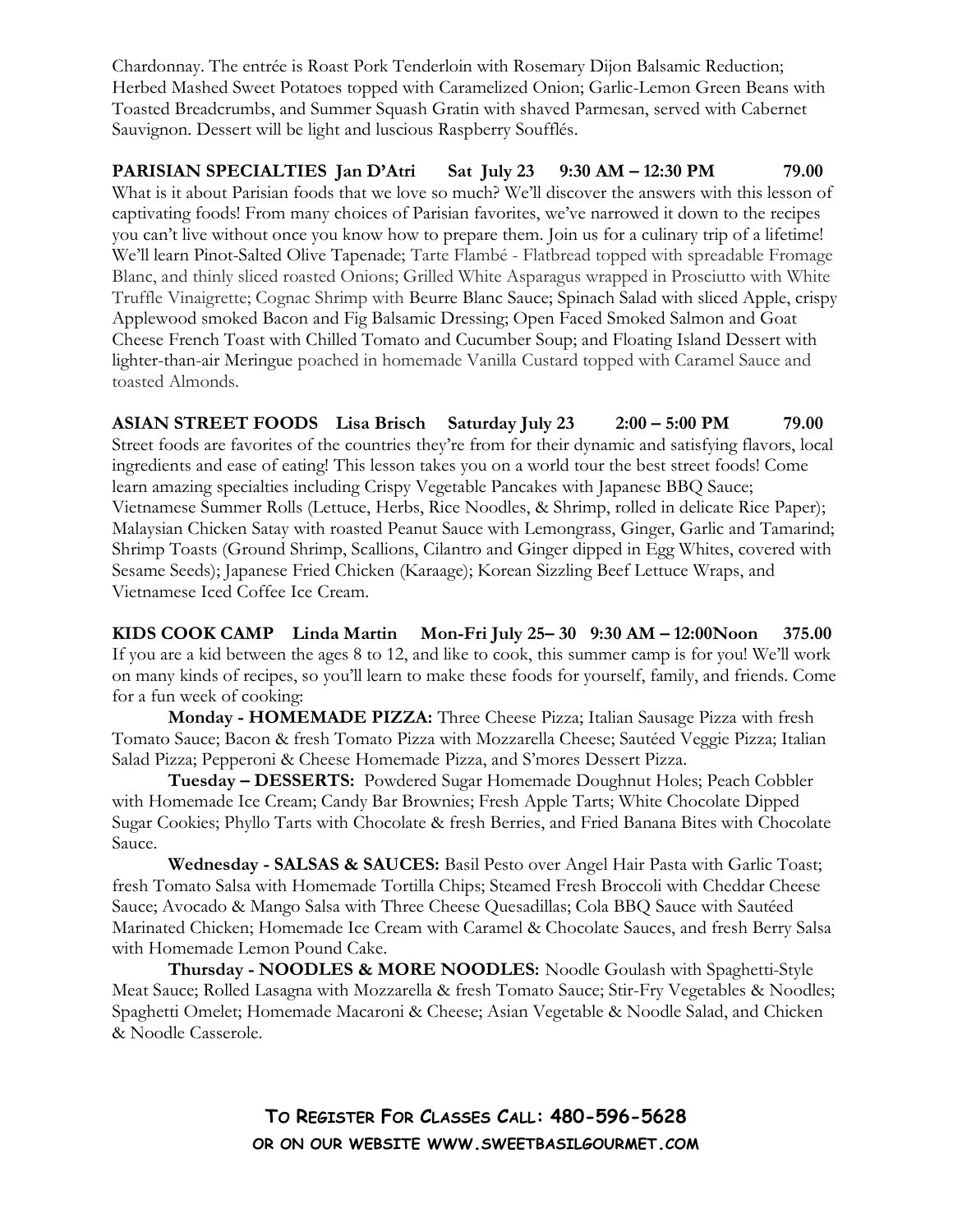Chardonnay. The entrée is Roast Pork Tenderloin with Rosemary Dijon Balsamic Reduction; Herbed Mashed Sweet Potatoes topped with Caramelized Onion; Garlic-Lemon Green Beans with Toasted Breadcrumbs, and Summer Squash Gratin with shaved Parmesan, served with Cabernet Sauvignon. Dessert will be light and luscious Raspberry Soufflés.

**PARISIAN SPECIALTIES Jan D'Atri Sat July 23 9:30 AM – 12:30 PM 79.00**

What is it about Parisian foods that we love so much? We'll discover the answers with this lesson of captivating foods! From many choices of Parisian favorites, we've narrowed it down to the recipes you can't live without once you know how to prepare them. Join us for a culinary trip of a lifetime! We'll learn Pinot-Salted Olive Tapenade; Tarte Flambé - Flatbread topped with spreadable Fromage Blanc, and thinly sliced roasted Onions; Grilled White Asparagus wrapped in Prosciutto with White Truffle Vinaigrette; Cognac Shrimp with Beurre Blanc Sauce; Spinach Salad with sliced Apple, crispy Applewood smoked Bacon and Fig Balsamic Dressing; Open Faced Smoked Salmon and Goat Cheese French Toast with Chilled Tomato and Cucumber Soup; and Floating Island Dessert with lighter-than-air Meringue poached in homemade Vanilla Custard topped with Caramel Sauce and toasted Almonds.

**ASIAN STREET FOODS Lisa Brisch Saturday July 23 2:00 – 5:00 PM 79.00**

Street foods are favorites of the countries they're from for their dynamic and satisfying flavors, local ingredients and ease of eating! This lesson takes you on a world tour the best street foods! Come learn amazing specialties including Crispy Vegetable Pancakes with Japanese BBQ Sauce; Vietnamese Summer Rolls (Lettuce, Herbs, Rice Noodles, & Shrimp, rolled in delicate Rice Paper); Malaysian Chicken Satay with roasted Peanut Sauce with Lemongrass, Ginger, Garlic and Tamarind; Shrimp Toasts (Ground Shrimp, Scallions, Cilantro and Ginger dipped in Egg Whites, covered with Sesame Seeds); Japanese Fried Chicken (Karaage); Korean Sizzling Beef Lettuce Wraps, and Vietnamese Iced Coffee Ice Cream.

**KIDS COOK CAMP Linda Martin Mon-Fri July 25– 30 9:30 AM – 12:00Noon 375.00**

If you are a kid between the ages 8 to 12, and like to cook, this summer camp is for you! We'll work on many kinds of recipes, so you'll learn to make these foods for yourself, family, and friends. Come for a fun week of cooking:

**Monday - HOMEMADE PIZZA:** Three Cheese Pizza; Italian Sausage Pizza with fresh Tomato Sauce; Bacon & fresh Tomato Pizza with Mozzarella Cheese; Sautéed Veggie Pizza; Italian Salad Pizza; Pepperoni & Cheese Homemade Pizza, and S'mores Dessert Pizza.

**Tuesday – DESSERTS:** Powdered Sugar Homemade Doughnut Holes; Peach Cobbler with Homemade Ice Cream; Candy Bar Brownies; Fresh Apple Tarts; White Chocolate Dipped Sugar Cookies; Phyllo Tarts with Chocolate & fresh Berries, and Fried Banana Bites with Chocolate Sauce.

**Wednesday - SALSAS & SAUCES:** Basil Pesto over Angel Hair Pasta with Garlic Toast; fresh Tomato Salsa with Homemade Tortilla Chips; Steamed Fresh Broccoli with Cheddar Cheese Sauce; Avocado & Mango Salsa with Three Cheese Quesadillas; Cola BBQ Sauce with Sautéed Marinated Chicken; Homemade Ice Cream with Caramel & Chocolate Sauces, and fresh Berry Salsa with Homemade Lemon Pound Cake.

**Thursday - NOODLES & MORE NOODLES:** Noodle Goulash with Spaghetti-Style Meat Sauce; Rolled Lasagna with Mozzarella & fresh Tomato Sauce; Stir-Fry Vegetables & Noodles; Spaghetti Omelet; Homemade Macaroni & Cheese; Asian Vegetable & Noodle Salad, and Chicken & Noodle Casserole.

**TO REGISTER FOR CLASSES CALL: 480-596-5628**
**OR ON OUR WEBSITE WWW.SWEETBASILGOURMET.COM**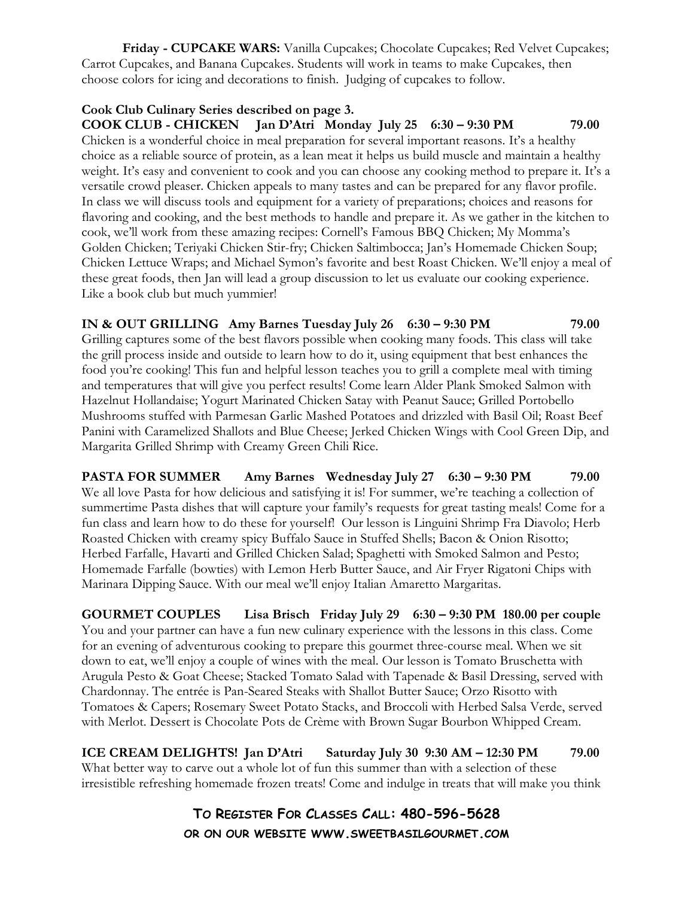**Friday - CUPCAKE WARS:** Vanilla Cupcakes; Chocolate Cupcakes; Red Velvet Cupcakes; Carrot Cupcakes, and Banana Cupcakes. Students will work in teams to make Cupcakes, then choose colors for icing and decorations to finish. Judging of cupcakes to follow.

**Cook Club Culinary Series described on page 3.**

**COOK CLUB - CHICKEN Jan D'Atri Monday July 25 6:30 – 9:30 PM 79.00**

Chicken is a wonderful choice in meal preparation for several important reasons. It's a healthy choice as a reliable source of protein, as a lean meat it helps us build muscle and maintain a healthy weight. It's easy and convenient to cook and you can choose any cooking method to prepare it. It's a versatile crowd pleaser. Chicken appeals to many tastes and can be prepared for any flavor profile. In class we will discuss tools and equipment for a variety of preparations; choices and reasons for flavoring and cooking, and the best methods to handle and prepare it. As we gather in the kitchen to cook, we'll work from these amazing recipes: Cornell's Famous BBQ Chicken; My Momma's Golden Chicken; Teriyaki Chicken Stir-fry; Chicken Saltimbocca; Jan's Homemade Chicken Soup; Chicken Lettuce Wraps; and Michael Symon's favorite and best Roast Chicken. We'll enjoy a meal of these great foods, then Jan will lead a group discussion to let us evaluate our cooking experience. Like a book club but much yummier!

**IN & OUT GRILLING Amy Barnes Tuesday July 26 6:30 – 9:30 PM 79.00**

Grilling captures some of the best flavors possible when cooking many foods. This class will take the grill process inside and outside to learn how to do it, using equipment that best enhances the food you're cooking! This fun and helpful lesson teaches you to grill a complete meal with timing and temperatures that will give you perfect results! Come learn Alder Plank Smoked Salmon with Hazelnut Hollandaise; Yogurt Marinated Chicken Satay with Peanut Sauce; Grilled Portobello Mushrooms stuffed with Parmesan Garlic Mashed Potatoes and drizzled with Basil Oil; Roast Beef Panini with Caramelized Shallots and Blue Cheese; Jerked Chicken Wings with Cool Green Dip, and Margarita Grilled Shrimp with Creamy Green Chili Rice.

**PASTA FOR SUMMER Amy Barnes Wednesday July 27 6:30 – 9:30 PM 79.00**

We all love Pasta for how delicious and satisfying it is! For summer, we're teaching a collection of summertime Pasta dishes that will capture your family's requests for great tasting meals! Come for a fun class and learn how to do these for yourself! Our lesson is Linguini Shrimp Fra Diavolo; Herb Roasted Chicken with creamy spicy Buffalo Sauce in Stuffed Shells; Bacon & Onion Risotto; Herbed Farfalle, Havarti and Grilled Chicken Salad; Spaghetti with Smoked Salmon and Pesto; Homemade Farfalle (bowties) with Lemon Herb Butter Sauce, and Air Fryer Rigatoni Chips with Marinara Dipping Sauce. With our meal we'll enjoy Italian Amaretto Margaritas.

**GOURMET COUPLES Lisa Brisch Friday July 29 6:30 – 9:30 PM 180.00 per couple**

You and your partner can have a fun new culinary experience with the lessons in this class. Come for an evening of adventurous cooking to prepare this gourmet three-course meal. When we sit down to eat, we'll enjoy a couple of wines with the meal. Our lesson is Tomato Bruschetta with Arugula Pesto & Goat Cheese; Stacked Tomato Salad with Tapenade & Basil Dressing, served with Chardonnay. The entrée is Pan-Seared Steaks with Shallot Butter Sauce; Orzo Risotto with Tomatoes & Capers; Rosemary Sweet Potato Stacks, and Broccoli with Herbed Salsa Verde, served with Merlot. Dessert is Chocolate Pots de Crème with Brown Sugar Bourbon Whipped Cream.

**ICE CREAM DELIGHTS! Jan D'Atri Saturday July 30 9:30 AM – 12:30 PM 79.00**

What better way to carve out a whole lot of fun this summer than with a selection of these irresistible refreshing homemade frozen treats! Come and indulge in treats that will make you think

**TO REGISTER FOR CLASSES CALL: 480-596-5628**
**OR ON OUR WEBSITE WWW.SWEETBASILGOURMET.COM**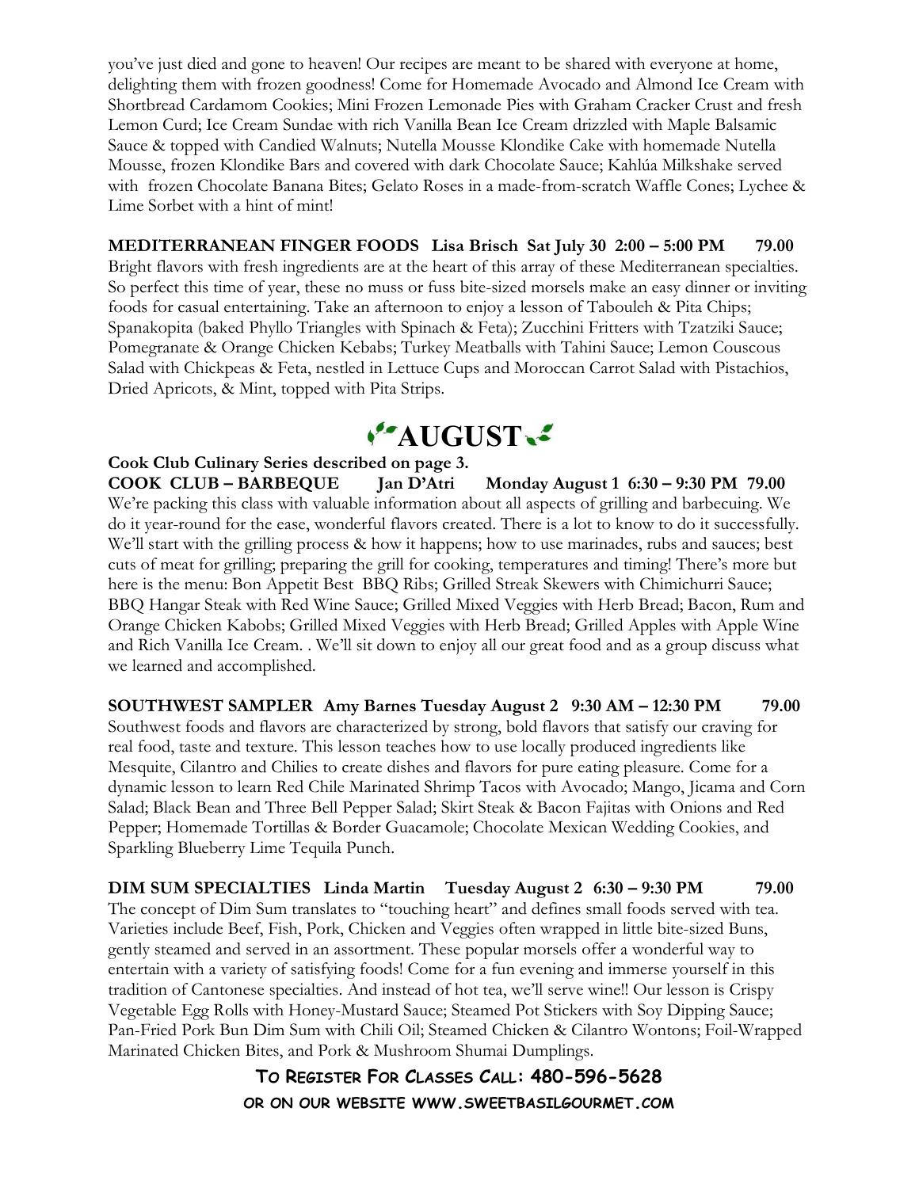you've just died and gone to heaven! Our recipes are meant to be shared with everyone at home, delighting them with frozen goodness! Come for Homemade Avocado and Almond Ice Cream with Shortbread Cardamom Cookies; Mini Frozen Lemonade Pies with Graham Cracker Crust and fresh Lemon Curd; Ice Cream Sundae with rich Vanilla Bean Ice Cream drizzled with Maple Balsamic Sauce & topped with Candied Walnuts; Nutella Mousse Klondike Cake with homemade Nutella Mousse, frozen Klondike Bars and covered with dark Chocolate Sauce; Kahlúa Milkshake served with frozen Chocolate Banana Bites; Gelato Roses in a made-from-scratch Waffle Cones; Lychee & Lime Sorbet with a hint of mint!

**MEDITERRANEAN FINGER FOODS Lisa Brisch Sat July 30 2:00 – 5:00 PM 79.00**
Bright flavors with fresh ingredients are at the heart of this array of these Mediterranean specialties. So perfect this time of year, these no muss or fuss bite-sized morsels make an easy dinner or inviting foods for casual entertaining. Take an afternoon to enjoy a lesson of Tabouleh & Pita Chips; Spanakopita (baked Phyllo Triangles with Spinach & Feta); Zucchini Fritters with Tzatziki Sauce; Pomegranate & Orange Chicken Kebabs; Turkey Meatballs with Tahini Sauce; Lemon Couscous Salad with Chickpeas & Feta, nestled in Lettuce Cups and Moroccan Carrot Salad with Pistachios, Dried Apricots, & Mint, topped with Pita Strips.

# AUGUST

**Cook Club Culinary Series described on page 3.**

**COOK CLUB – BARBEQUE Jan D'Atri Monday August 1 6:30 – 9:30 PM 79.00**
We're packing this class with valuable information about all aspects of grilling and barbecuing. We do it year-round for the ease, wonderful flavors created. There is a lot to know to do it successfully. We'll start with the grilling process & how it happens; how to use marinades, rubs and sauces; best cuts of meat for grilling; preparing the grill for cooking, temperatures and timing! There's more but here is the menu: Bon Appetit Best BBQ Ribs; Grilled Streak Skewers with Chimichurri Sauce; BBQ Hangar Steak with Red Wine Sauce; Grilled Mixed Veggies with Herb Bread; Bacon, Rum and Orange Chicken Kabobs; Grilled Mixed Veggies with Herb Bread; Grilled Apples with Apple Wine and Rich Vanilla Ice Cream. . We'll sit down to enjoy all our great food and as a group discuss what we learned and accomplished.

**SOUTHWEST SAMPLER Amy Barnes Tuesday August 2 9:30 AM – 12:30 PM 79.00**
Southwest foods and flavors are characterized by strong, bold flavors that satisfy our craving for real food, taste and texture. This lesson teaches how to use locally produced ingredients like Mesquite, Cilantro and Chilies to create dishes and flavors for pure eating pleasure. Come for a dynamic lesson to learn Red Chile Marinated Shrimp Tacos with Avocado; Mango, Jicama and Corn Salad; Black Bean and Three Bell Pepper Salad; Skirt Steak & Bacon Fajitas with Onions and Red Pepper; Homemade Tortillas & Border Guacamole; Chocolate Mexican Wedding Cookies, and Sparkling Blueberry Lime Tequila Punch.

**DIM SUM SPECIALTIES Linda Martin Tuesday August 2 6:30 – 9:30 PM 79.00**
The concept of Dim Sum translates to "touching heart" and defines small foods served with tea. Varieties include Beef, Fish, Pork, Chicken and Veggies often wrapped in little bite-sized Buns, gently steamed and served in an assortment. These popular morsels offer a wonderful way to entertain with a variety of satisfying foods! Come for a fun evening and immerse yourself in this tradition of Cantonese specialties. And instead of hot tea, we'll serve wine!! Our lesson is Crispy Vegetable Egg Rolls with Honey-Mustard Sauce; Steamed Pot Stickers with Soy Dipping Sauce; Pan-Fried Pork Bun Dim Sum with Chili Oil; Steamed Chicken & Cilantro Wontons; Foil-Wrapped Marinated Chicken Bites, and Pork & Mushroom Shumai Dumplings.

**TO REGISTER FOR CLASSES CALL: 480-596-5628**
**OR ON OUR WEBSITE WWW.SWEETBASILGOURMET.COM**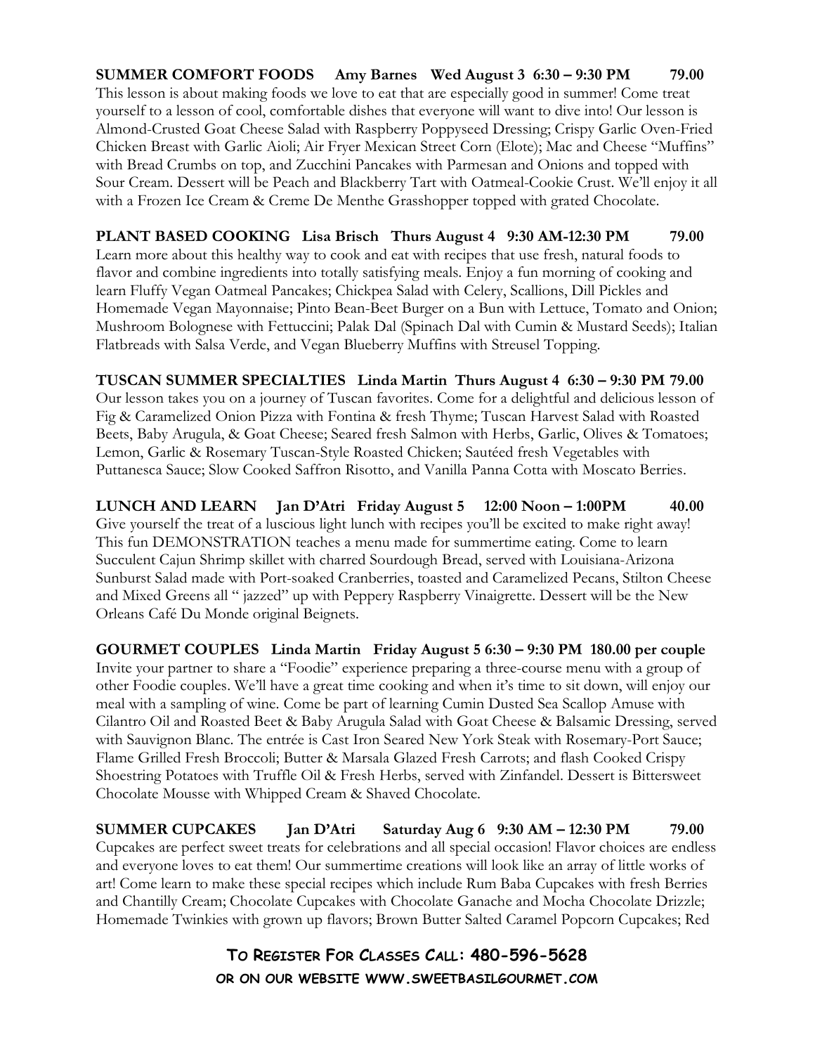**SUMMER COMFORT FOODS Amy Barnes Wed August 3 6:30 – 9:30 PM 79.00**

This lesson is about making foods we love to eat that are especially good in summer! Come treat yourself to a lesson of cool, comfortable dishes that everyone will want to dive into! Our lesson is Almond-Crusted Goat Cheese Salad with Raspberry Poppyseed Dressing; Crispy Garlic Oven-Fried Chicken Breast with Garlic Aioli; Air Fryer Mexican Street Corn (Elote); Mac and Cheese "Muffins" with Bread Crumbs on top, and Zucchini Pancakes with Parmesan and Onions and topped with Sour Cream. Dessert will be Peach and Blackberry Tart with Oatmeal-Cookie Crust. We'll enjoy it all with a Frozen Ice Cream & Creme De Menthe Grasshopper topped with grated Chocolate.

**PLANT BASED COOKING Lisa Brisch Thurs August 4 9:30 AM-12:30 PM 79.00**

Learn more about this healthy way to cook and eat with recipes that use fresh, natural foods to flavor and combine ingredients into totally satisfying meals. Enjoy a fun morning of cooking and learn Fluffy Vegan Oatmeal Pancakes; Chickpea Salad with Celery, Scallions, Dill Pickles and Homemade Vegan Mayonnaise; Pinto Bean-Beet Burger on a Bun with Lettuce, Tomato and Onion; Mushroom Bolognese with Fettuccini; Palak Dal (Spinach Dal with Cumin & Mustard Seeds); Italian Flatbreads with Salsa Verde, and Vegan Blueberry Muffins with Streusel Topping.

**TUSCAN SUMMER SPECIALTIES Linda Martin Thurs August 4 6:30 – 9:30 PM 79.00**

Our lesson takes you on a journey of Tuscan favorites. Come for a delightful and delicious lesson of Fig & Caramelized Onion Pizza with Fontina & fresh Thyme; Tuscan Harvest Salad with Roasted Beets, Baby Arugula, & Goat Cheese; Seared fresh Salmon with Herbs, Garlic, Olives & Tomatoes; Lemon, Garlic & Rosemary Tuscan-Style Roasted Chicken; Sautéed fresh Vegetables with Puttanesca Sauce; Slow Cooked Saffron Risotto, and Vanilla Panna Cotta with Moscato Berries.

**LUNCH AND LEARN Jan D'Atri Friday August 5 12:00 Noon – 1:00PM 40.00**

Give yourself the treat of a luscious light lunch with recipes you'll be excited to make right away! This fun DEMONSTRATION teaches a menu made for summertime eating. Come to learn Succulent Cajun Shrimp skillet with charred Sourdough Bread, served with Louisiana-Arizona Sunburst Salad made with Port-soaked Cranberries, toasted and Caramelized Pecans, Stilton Cheese and Mixed Greens all " jazzed" up with Peppery Raspberry Vinaigrette. Dessert will be the New Orleans Café Du Monde original Beignets.

**GOURMET COUPLES Linda Martin Friday August 5 6:30 – 9:30 PM 180.00 per couple**

Invite your partner to share a "Foodie" experience preparing a three-course menu with a group of other Foodie couples. We'll have a great time cooking and when it's time to sit down, will enjoy our meal with a sampling of wine. Come be part of learning Cumin Dusted Sea Scallop Amuse with Cilantro Oil and Roasted Beet & Baby Arugula Salad with Goat Cheese & Balsamic Dressing, served with Sauvignon Blanc. The entrée is Cast Iron Seared New York Steak with Rosemary-Port Sauce; Flame Grilled Fresh Broccoli; Butter & Marsala Glazed Fresh Carrots; and flash Cooked Crispy Shoestring Potatoes with Truffle Oil & Fresh Herbs, served with Zinfandel. Dessert is Bittersweet Chocolate Mousse with Whipped Cream & Shaved Chocolate.

**SUMMER CUPCAKES Jan D'Atri Saturday Aug 6 9:30 AM – 12:30 PM 79.00**

Cupcakes are perfect sweet treats for celebrations and all special occasion! Flavor choices are endless and everyone loves to eat them! Our summertime creations will look like an array of little works of art! Come learn to make these special recipes which include Rum Baba Cupcakes with fresh Berries and Chantilly Cream; Chocolate Cupcakes with Chocolate Ganache and Mocha Chocolate Drizzle; Homemade Twinkies with grown up flavors; Brown Butter Salted Caramel Popcorn Cupcakes; Red

**TO REGISTER FOR CLASSES CALL: 480-596-5628**
**OR ON OUR WEBSITE WWW.SWEETBASILGOURMET.COM**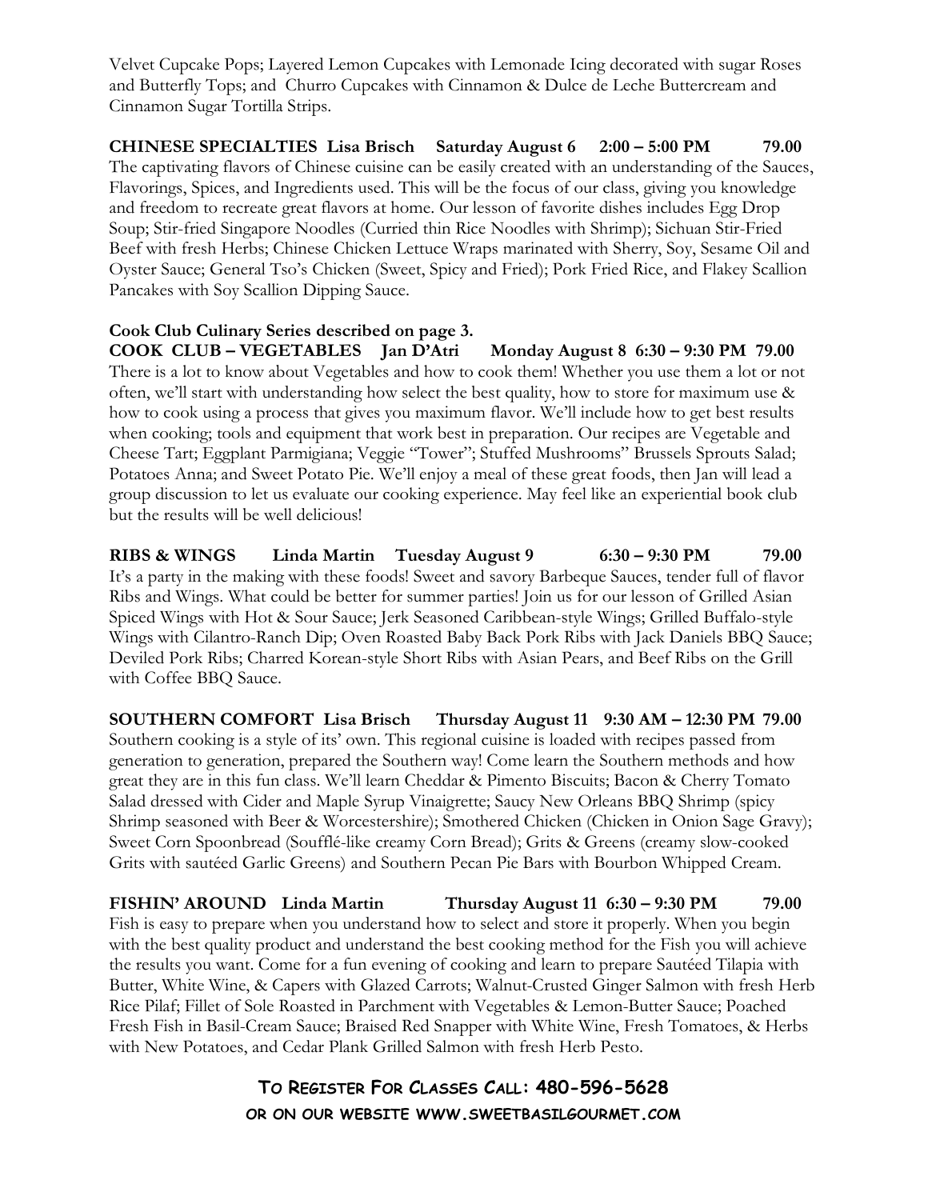Velvet Cupcake Pops; Layered Lemon Cupcakes with Lemonade Icing decorated with sugar Roses and Butterfly Tops; and Churro Cupcakes with Cinnamon & Dulce de Leche Buttercream and Cinnamon Sugar Tortilla Strips.

**CHINESE SPECIALTIES Lisa Brisch Saturday August 6 2:00 – 5:00 PM 79.00**
The captivating flavors of Chinese cuisine can be easily created with an understanding of the Sauces, Flavorings, Spices, and Ingredients used. This will be the focus of our class, giving you knowledge and freedom to recreate great flavors at home. Our lesson of favorite dishes includes Egg Drop Soup; Stir-fried Singapore Noodles (Curried thin Rice Noodles with Shrimp); Sichuan Stir-Fried Beef with fresh Herbs; Chinese Chicken Lettuce Wraps marinated with Sherry, Soy, Sesame Oil and Oyster Sauce; General Tso's Chicken (Sweet, Spicy and Fried); Pork Fried Rice, and Flakey Scallion Pancakes with Soy Scallion Dipping Sauce.

**Cook Club Culinary Series described on page 3.**
**COOK CLUB – VEGETABLES Jan D'Atri Monday August 8 6:30 – 9:30 PM 79.00**
There is a lot to know about Vegetables and how to cook them! Whether you use them a lot or not often, we'll start with understanding how select the best quality, how to store for maximum use & how to cook using a process that gives you maximum flavor. We'll include how to get best results when cooking; tools and equipment that work best in preparation. Our recipes are Vegetable and Cheese Tart; Eggplant Parmigiana; Veggie "Tower"; Stuffed Mushrooms" Brussels Sprouts Salad; Potatoes Anna; and Sweet Potato Pie. We'll enjoy a meal of these great foods, then Jan will lead a group discussion to let us evaluate our cooking experience. May feel like an experiential book club but the results will be well delicious!

**RIBS & WINGS Linda Martin Tuesday August 9 6:30 – 9:30 PM 79.00**
It's a party in the making with these foods! Sweet and savory Barbeque Sauces, tender full of flavor Ribs and Wings. What could be better for summer parties! Join us for our lesson of Grilled Asian Spiced Wings with Hot & Sour Sauce; Jerk Seasoned Caribbean-style Wings; Grilled Buffalo-style Wings with Cilantro-Ranch Dip; Oven Roasted Baby Back Pork Ribs with Jack Daniels BBQ Sauce; Deviled Pork Ribs; Charred Korean-style Short Ribs with Asian Pears, and Beef Ribs on the Grill with Coffee BBQ Sauce.

**SOUTHERN COMFORT Lisa Brisch Thursday August 11 9:30 AM – 12:30 PM 79.00**
Southern cooking is a style of its' own. This regional cuisine is loaded with recipes passed from generation to generation, prepared the Southern way! Come learn the Southern methods and how great they are in this fun class. We'll learn Cheddar & Pimento Biscuits; Bacon & Cherry Tomato Salad dressed with Cider and Maple Syrup Vinaigrette; Saucy New Orleans BBQ Shrimp (spicy Shrimp seasoned with Beer & Worcestershire); Smothered Chicken (Chicken in Onion Sage Gravy); Sweet Corn Spoonbread (Soufflé-like creamy Corn Bread); Grits & Greens (creamy slow-cooked Grits with sautéed Garlic Greens) and Southern Pecan Pie Bars with Bourbon Whipped Cream.

**FISHIN' AROUND Linda Martin Thursday August 11 6:30 – 9:30 PM 79.00**
Fish is easy to prepare when you understand how to select and store it properly. When you begin with the best quality product and understand the best cooking method for the Fish you will achieve the results you want. Come for a fun evening of cooking and learn to prepare Sautéed Tilapia with Butter, White Wine, & Capers with Glazed Carrots; Walnut-Crusted Ginger Salmon with fresh Herb Rice Pilaf; Fillet of Sole Roasted in Parchment with Vegetables & Lemon-Butter Sauce; Poached Fresh Fish in Basil-Cream Sauce; Braised Red Snapper with White Wine, Fresh Tomatoes, & Herbs with New Potatoes, and Cedar Plank Grilled Salmon with fresh Herb Pesto.

**TO REGISTER FOR CLASSES CALL: 480-596-5628**
**OR ON OUR WEBSITE WWW.SWEETBASILGOURMET.COM**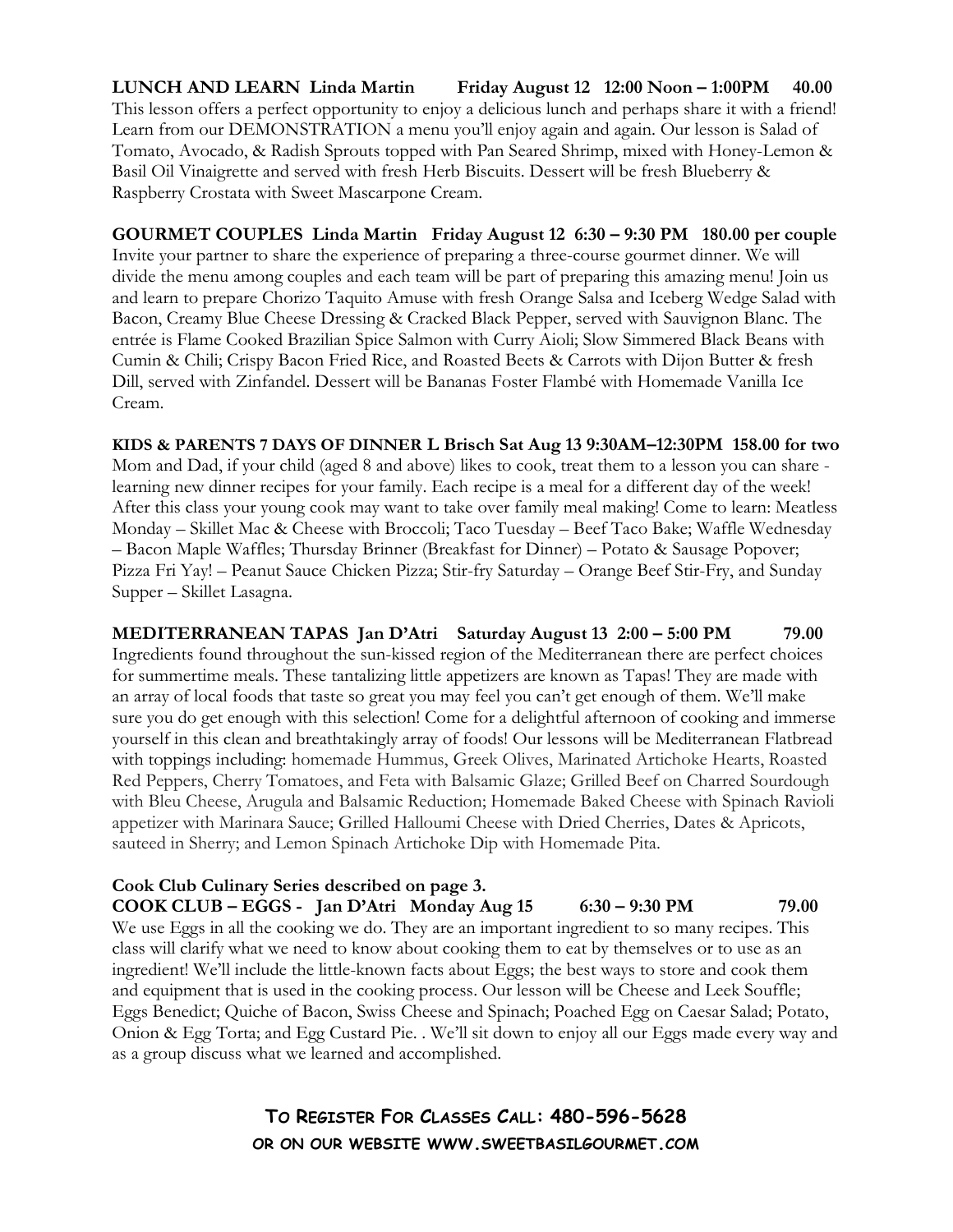**LUNCH AND LEARN Linda Martin Friday August 12 12:00 Noon – 1:00PM 40.00**

This lesson offers a perfect opportunity to enjoy a delicious lunch and perhaps share it with a friend! Learn from our DEMONSTRATION a menu you'll enjoy again and again. Our lesson is Salad of Tomato, Avocado, & Radish Sprouts topped with Pan Seared Shrimp, mixed with Honey-Lemon & Basil Oil Vinaigrette and served with fresh Herb Biscuits. Dessert will be fresh Blueberry & Raspberry Crostata with Sweet Mascarpone Cream.

**GOURMET COUPLES Linda Martin Friday August 12 6:30 – 9:30 PM 180.00 per couple**

Invite your partner to share the experience of preparing a three-course gourmet dinner. We will divide the menu among couples and each team will be part of preparing this amazing menu! Join us and learn to prepare Chorizo Taquito Amuse with fresh Orange Salsa and Iceberg Wedge Salad with Bacon, Creamy Blue Cheese Dressing & Cracked Black Pepper, served with Sauvignon Blanc. The entrée is Flame Cooked Brazilian Spice Salmon with Curry Aioli; Slow Simmered Black Beans with Cumin & Chili; Crispy Bacon Fried Rice, and Roasted Beets & Carrots with Dijon Butter & fresh Dill, served with Zinfandel. Dessert will be Bananas Foster Flambé with Homemade Vanilla Ice Cream.

**KIDS & PARENTS 7 DAYS OF DINNER L Brisch Sat Aug 13 9:30AM–12:30PM 158.00 for two**

Mom and Dad, if your child (aged 8 and above) likes to cook, treat them to a lesson you can share - learning new dinner recipes for your family. Each recipe is a meal for a different day of the week! After this class your young cook may want to take over family meal making! Come to learn: Meatless Monday – Skillet Mac & Cheese with Broccoli; Taco Tuesday – Beef Taco Bake; Waffle Wednesday – Bacon Maple Waffles; Thursday Brinner (Breakfast for Dinner) – Potato & Sausage Popover; Pizza Fri Yay! – Peanut Sauce Chicken Pizza; Stir-fry Saturday – Orange Beef Stir-Fry, and Sunday Supper – Skillet Lasagna.

**MEDITERRANEAN TAPAS Jan D'Atri Saturday August 13 2:00 – 5:00 PM 79.00**

Ingredients found throughout the sun-kissed region of the Mediterranean there are perfect choices for summertime meals. These tantalizing little appetizers are known as Tapas! They are made with an array of local foods that taste so great you may feel you can't get enough of them. We'll make sure you do get enough with this selection! Come for a delightful afternoon of cooking and immerse yourself in this clean and breathtakingly array of foods! Our lessons will be Mediterranean Flatbread with toppings including: homemade Hummus, Greek Olives, Marinated Artichoke Hearts, Roasted Red Peppers, Cherry Tomatoes, and Feta with Balsamic Glaze; Grilled Beef on Charred Sourdough with Bleu Cheese, Arugula and Balsamic Reduction; Homemade Baked Cheese with Spinach Ravioli appetizer with Marinara Sauce; Grilled Halloumi Cheese with Dried Cherries, Dates & Apricots, sauteed in Sherry; and Lemon Spinach Artichoke Dip with Homemade Pita.

**Cook Club Culinary Series described on page 3.**

**COOK CLUB – EGGS - Jan D'Atri Monday Aug 15 6:30 – 9:30 PM 79.00**

We use Eggs in all the cooking we do. They are an important ingredient to so many recipes. This class will clarify what we need to know about cooking them to eat by themselves or to use as an ingredient! We'll include the little-known facts about Eggs; the best ways to store and cook them and equipment that is used in the cooking process. Our lesson will be Cheese and Leek Souffle; Eggs Benedict; Quiche of Bacon, Swiss Cheese and Spinach; Poached Egg on Caesar Salad; Potato, Onion & Egg Torta; and Egg Custard Pie. . We'll sit down to enjoy all our Eggs made every way and as a group discuss what we learned and accomplished.

**TO REGISTER FOR CLASSES CALL: 480-596-5628**
**OR ON OUR WEBSITE WWW.SWEETBASILGOURMET.COM**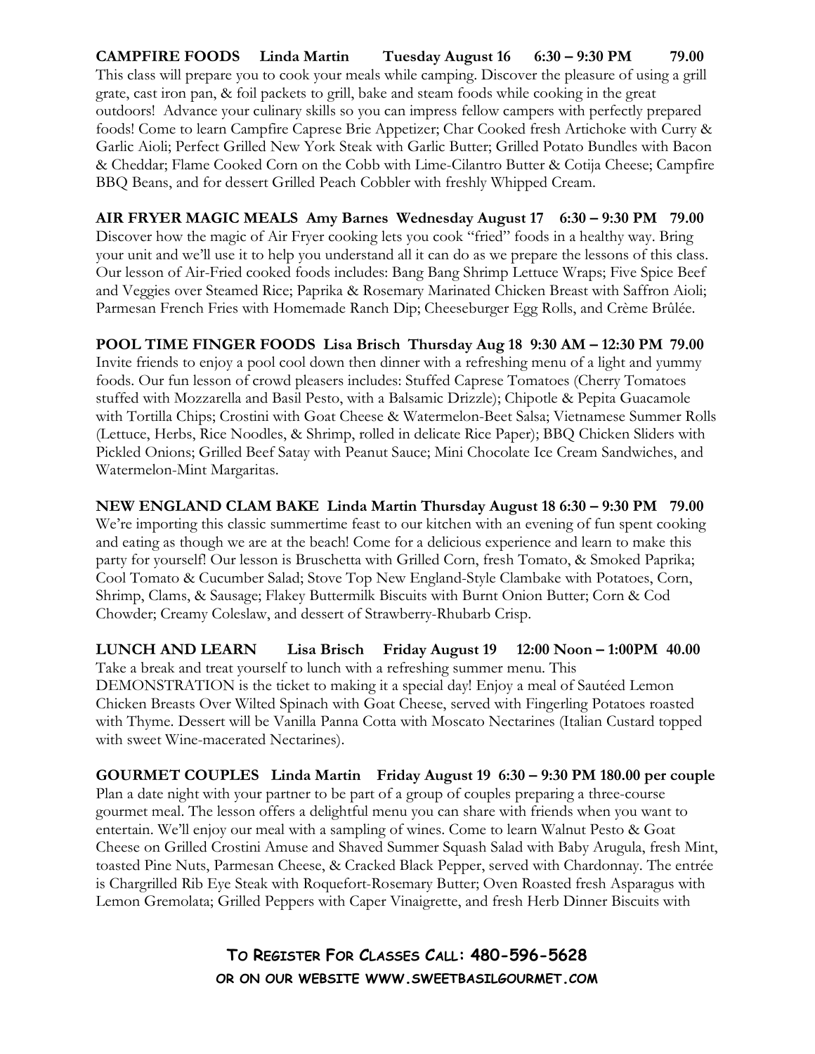**CAMPFIRE FOODS   Linda Martin   Tuesday August 16   6:30 – 9:30 PM   79.00**
This class will prepare you to cook your meals while camping. Discover the pleasure of using a grill grate, cast iron pan, & foil packets to grill, bake and steam foods while cooking in the great outdoors! Advance your culinary skills so you can impress fellow campers with perfectly prepared foods! Come to learn Campfire Caprese Brie Appetizer; Char Cooked fresh Artichoke with Curry & Garlic Aioli; Perfect Grilled New York Steak with Garlic Butter; Grilled Potato Bundles with Bacon & Cheddar; Flame Cooked Corn on the Cobb with Lime-Cilantro Butter & Cotija Cheese; Campfire BBQ Beans, and for dessert Grilled Peach Cobbler with freshly Whipped Cream.

**AIR FRYER MAGIC MEALS  Amy Barnes  Wednesday August 17   6:30 – 9:30 PM   79.00**
Discover how the magic of Air Fryer cooking lets you cook "fried" foods in a healthy way. Bring your unit and we'll use it to help you understand all it can do as we prepare the lessons of this class. Our lesson of Air-Fried cooked foods includes: Bang Bang Shrimp Lettuce Wraps; Five Spice Beef and Veggies over Steamed Rice; Paprika & Rosemary Marinated Chicken Breast with Saffron Aioli; Parmesan French Fries with Homemade Ranch Dip; Cheeseburger Egg Rolls, and Crème Brûlée.

**POOL TIME FINGER FOODS  Lisa Brisch  Thursday Aug 18  9:30 AM – 12:30 PM  79.00**
Invite friends to enjoy a pool cool down then dinner with a refreshing menu of a light and yummy foods. Our fun lesson of crowd pleasers includes: Stuffed Caprese Tomatoes (Cherry Tomatoes stuffed with Mozzarella and Basil Pesto, with a Balsamic Drizzle); Chipotle & Pepita Guacamole with Tortilla Chips; Crostini with Goat Cheese & Watermelon-Beet Salsa; Vietnamese Summer Rolls (Lettuce, Herbs, Rice Noodles, & Shrimp, rolled in delicate Rice Paper); BBQ Chicken Sliders with Pickled Onions; Grilled Beef Satay with Peanut Sauce; Mini Chocolate Ice Cream Sandwiches, and Watermelon-Mint Margaritas.

**NEW ENGLAND CLAM BAKE  Linda Martin Thursday August 18 6:30 – 9:30 PM   79.00**
We're importing this classic summertime feast to our kitchen with an evening of fun spent cooking and eating as though we are at the beach! Come for a delicious experience and learn to make this party for yourself! Our lesson is Bruschetta with Grilled Corn, fresh Tomato, & Smoked Paprika; Cool Tomato & Cucumber Salad; Stove Top New England-Style Clambake with Potatoes, Corn, Shrimp, Clams, & Sausage; Flakey Buttermilk Biscuits with Burnt Onion Butter; Corn & Cod Chowder; Creamy Coleslaw, and dessert of Strawberry-Rhubarb Crisp.

**LUNCH AND LEARN   Lisa Brisch   Friday August 19   12:00 Noon – 1:00PM  40.00**
Take a break and treat yourself to lunch with a refreshing summer menu. This DEMONSTRATION is the ticket to making it a special day! Enjoy a meal of Sautéed Lemon Chicken Breasts Over Wilted Spinach with Goat Cheese, served with Fingerling Potatoes roasted with Thyme. Dessert will be Vanilla Panna Cotta with Moscato Nectarines (Italian Custard topped with sweet Wine-macerated Nectarines).

**GOURMET COUPLES   Linda Martin   Friday August 19  6:30 – 9:30 PM 180.00 per couple**
Plan a date night with your partner to be part of a group of couples preparing a three-course gourmet meal. The lesson offers a delightful menu you can share with friends when you want to entertain. We'll enjoy our meal with a sampling of wines. Come to learn Walnut Pesto & Goat Cheese on Grilled Crostini Amuse and Shaved Summer Squash Salad with Baby Arugula, fresh Mint, toasted Pine Nuts, Parmesan Cheese, & Cracked Black Pepper, served with Chardonnay. The entrée is Chargrilled Rib Eye Steak with Roquefort-Rosemary Butter; Oven Roasted fresh Asparagus with Lemon Gremolata; Grilled Peppers with Caper Vinaigrette, and fresh Herb Dinner Biscuits with

**TO REGISTER FOR CLASSES CALL: 480-596-5628**
**OR ON OUR WEBSITE WWW.SWEETBASILGOURMET.COM**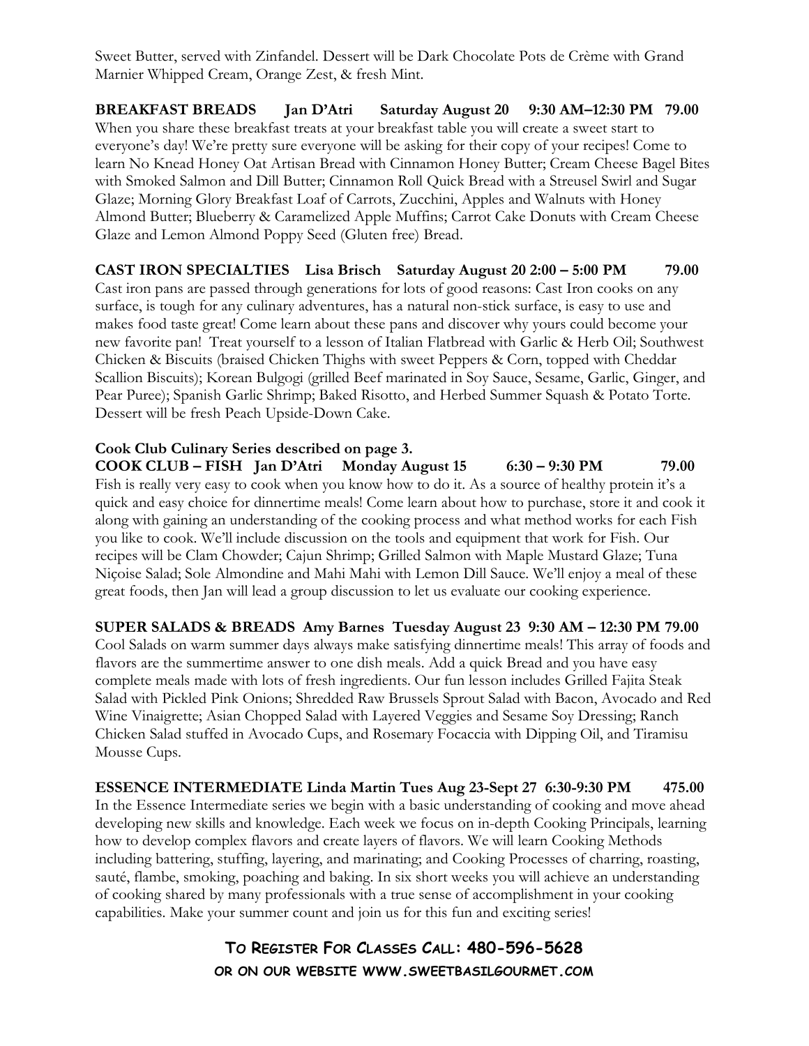Sweet Butter, served with Zinfandel. Dessert will be Dark Chocolate Pots de Crème with Grand Marnier Whipped Cream, Orange Zest, & fresh Mint.

**BREAKFAST BREADS Jan D'Atri Saturday August 20 9:30 AM–12:30 PM 79.00**

When you share these breakfast treats at your breakfast table you will create a sweet start to everyone's day! We're pretty sure everyone will be asking for their copy of your recipes! Come to learn No Knead Honey Oat Artisan Bread with Cinnamon Honey Butter; Cream Cheese Bagel Bites with Smoked Salmon and Dill Butter; Cinnamon Roll Quick Bread with a Streusel Swirl and Sugar Glaze; Morning Glory Breakfast Loaf of Carrots, Zucchini, Apples and Walnuts with Honey Almond Butter; Blueberry & Caramelized Apple Muffins; Carrot Cake Donuts with Cream Cheese Glaze and Lemon Almond Poppy Seed (Gluten free) Bread.

**CAST IRON SPECIALTIES Lisa Brisch Saturday August 20 2:00 – 5:00 PM 79.00**

Cast iron pans are passed through generations for lots of good reasons: Cast Iron cooks on any surface, is tough for any culinary adventures, has a natural non-stick surface, is easy to use and makes food taste great! Come learn about these pans and discover why yours could become your new favorite pan! Treat yourself to a lesson of Italian Flatbread with Garlic & Herb Oil; Southwest Chicken & Biscuits (braised Chicken Thighs with sweet Peppers & Corn, topped with Cheddar Scallion Biscuits); Korean Bulgogi (grilled Beef marinated in Soy Sauce, Sesame, Garlic, Ginger, and Pear Puree); Spanish Garlic Shrimp; Baked Risotto, and Herbed Summer Squash & Potato Torte. Dessert will be fresh Peach Upside-Down Cake.

**Cook Club Culinary Series described on page 3.**

**COOK CLUB – FISH Jan D'Atri Monday August 15 6:30 – 9:30 PM 79.00**

Fish is really very easy to cook when you know how to do it. As a source of healthy protein it's a quick and easy choice for dinnertime meals! Come learn about how to purchase, store it and cook it along with gaining an understanding of the cooking process and what method works for each Fish you like to cook. We'll include discussion on the tools and equipment that work for Fish. Our recipes will be Clam Chowder; Cajun Shrimp; Grilled Salmon with Maple Mustard Glaze; Tuna Niçoise Salad; Sole Almondine and Mahi Mahi with Lemon Dill Sauce. We'll enjoy a meal of these great foods, then Jan will lead a group discussion to let us evaluate our cooking experience.

**SUPER SALADS & BREADS Amy Barnes Tuesday August 23 9:30 AM – 12:30 PM 79.00**

Cool Salads on warm summer days always make satisfying dinnertime meals! This array of foods and flavors are the summertime answer to one dish meals. Add a quick Bread and you have easy complete meals made with lots of fresh ingredients. Our fun lesson includes Grilled Fajita Steak Salad with Pickled Pink Onions; Shredded Raw Brussels Sprout Salad with Bacon, Avocado and Red Wine Vinaigrette; Asian Chopped Salad with Layered Veggies and Sesame Soy Dressing; Ranch Chicken Salad stuffed in Avocado Cups, and Rosemary Focaccia with Dipping Oil, and Tiramisu Mousse Cups.

**ESSENCE INTERMEDIATE Linda Martin Tues Aug 23-Sept 27 6:30-9:30 PM 475.00**

In the Essence Intermediate series we begin with a basic understanding of cooking and move ahead developing new skills and knowledge. Each week we focus on in-depth Cooking Principals, learning how to develop complex flavors and create layers of flavors. We will learn Cooking Methods including battering, stuffing, layering, and marinating; and Cooking Processes of charring, roasting, sauté, flambe, smoking, poaching and baking. In six short weeks you will achieve an understanding of cooking shared by many professionals with a true sense of accomplishment in your cooking capabilities. Make your summer count and join us for this fun and exciting series!

**TO REGISTER FOR CLASSES CALL: 480-596-5628**
**OR ON OUR WEBSITE WWW.SWEETBASILGOURMET.COM**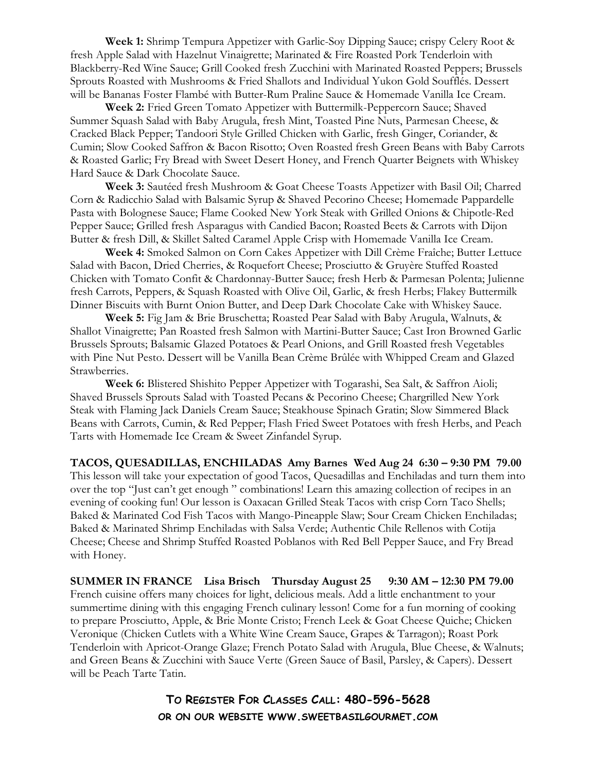**Week 1:** Shrimp Tempura Appetizer with Garlic-Soy Dipping Sauce; crispy Celery Root & fresh Apple Salad with Hazelnut Vinaigrette; Marinated & Fire Roasted Pork Tenderloin with Blackberry-Red Wine Sauce; Grill Cooked fresh Zucchini with Marinated Roasted Peppers; Brussels Sprouts Roasted with Mushrooms & Fried Shallots and Individual Yukon Gold Soufflés. Dessert will be Bananas Foster Flambé with Butter-Rum Praline Sauce & Homemade Vanilla Ice Cream.

**Week 2:** Fried Green Tomato Appetizer with Buttermilk-Peppercorn Sauce; Shaved Summer Squash Salad with Baby Arugula, fresh Mint, Toasted Pine Nuts, Parmesan Cheese, & Cracked Black Pepper; Tandoori Style Grilled Chicken with Garlic, fresh Ginger, Coriander, & Cumin; Slow Cooked Saffron & Bacon Risotto; Oven Roasted fresh Green Beans with Baby Carrots & Roasted Garlic; Fry Bread with Sweet Desert Honey, and French Quarter Beignets with Whiskey Hard Sauce & Dark Chocolate Sauce.

**Week 3:** Sautéed fresh Mushroom & Goat Cheese Toasts Appetizer with Basil Oil; Charred Corn & Radicchio Salad with Balsamic Syrup & Shaved Pecorino Cheese; Homemade Pappardelle Pasta with Bolognese Sauce; Flame Cooked New York Steak with Grilled Onions & Chipotle-Red Pepper Sauce; Grilled fresh Asparagus with Candied Bacon; Roasted Beets & Carrots with Dijon Butter & fresh Dill, & Skillet Salted Caramel Apple Crisp with Homemade Vanilla Ice Cream.

**Week 4:** Smoked Salmon on Corn Cakes Appetizer with Dill Crème Fraîche; Butter Lettuce Salad with Bacon, Dried Cherries, & Roquefort Cheese; Prosciutto & Gruyère Stuffed Roasted Chicken with Tomato Confit & Chardonnay-Butter Sauce; fresh Herb & Parmesan Polenta; Julienne fresh Carrots, Peppers, & Squash Roasted with Olive Oil, Garlic, & fresh Herbs; Flakey Buttermilk Dinner Biscuits with Burnt Onion Butter, and Deep Dark Chocolate Cake with Whiskey Sauce.

**Week 5:** Fig Jam & Brie Bruschetta; Roasted Pear Salad with Baby Arugula, Walnuts, & Shallot Vinaigrette; Pan Roasted fresh Salmon with Martini-Butter Sauce; Cast Iron Browned Garlic Brussels Sprouts; Balsamic Glazed Potatoes & Pearl Onions, and Grill Roasted fresh Vegetables with Pine Nut Pesto. Dessert will be Vanilla Bean Crème Brûlée with Whipped Cream and Glazed Strawberries.

**Week 6:** Blistered Shishito Pepper Appetizer with Togarashi, Sea Salt, & Saffron Aioli; Shaved Brussels Sprouts Salad with Toasted Pecans & Pecorino Cheese; Chargrilled New York Steak with Flaming Jack Daniels Cream Sauce; Steakhouse Spinach Gratin; Slow Simmered Black Beans with Carrots, Cumin, & Red Pepper; Flash Fried Sweet Potatoes with fresh Herbs, and Peach Tarts with Homemade Ice Cream & Sweet Zinfandel Syrup.

**TACOS, QUESADILLAS, ENCHILADAS Amy Barnes Wed Aug 24 6:30 – 9:30 PM 79.00**
This lesson will take your expectation of good Tacos, Quesadillas and Enchiladas and turn them into over the top "Just can't get enough " combinations! Learn this amazing collection of recipes in an evening of cooking fun! Our lesson is Oaxacan Grilled Steak Tacos with crisp Corn Taco Shells; Baked & Marinated Cod Fish Tacos with Mango-Pineapple Slaw; Sour Cream Chicken Enchiladas; Baked & Marinated Shrimp Enchiladas with Salsa Verde; Authentic Chile Rellenos with Cotija Cheese; Cheese and Shrimp Stuffed Roasted Poblanos with Red Bell Pepper Sauce, and Fry Bread with Honey.

**SUMMER IN FRANCE Lisa Brisch Thursday August 25 9:30 AM – 12:30 PM 79.00**
French cuisine offers many choices for light, delicious meals. Add a little enchantment to your summertime dining with this engaging French culinary lesson! Come for a fun morning of cooking to prepare Prosciutto, Apple, & Brie Monte Cristo; French Leek & Goat Cheese Quiche; Chicken Veronique (Chicken Cutlets with a White Wine Cream Sauce, Grapes & Tarragon); Roast Pork Tenderloin with Apricot-Orange Glaze; French Potato Salad with Arugula, Blue Cheese, & Walnuts; and Green Beans & Zucchini with Sauce Verte (Green Sauce of Basil, Parsley, & Capers). Dessert will be Peach Tarte Tatin.

**TO REGISTER FOR CLASSES CALL: 480-596-5628**
**OR ON OUR WEBSITE WWW.SWEETBASILGOURMET.COM**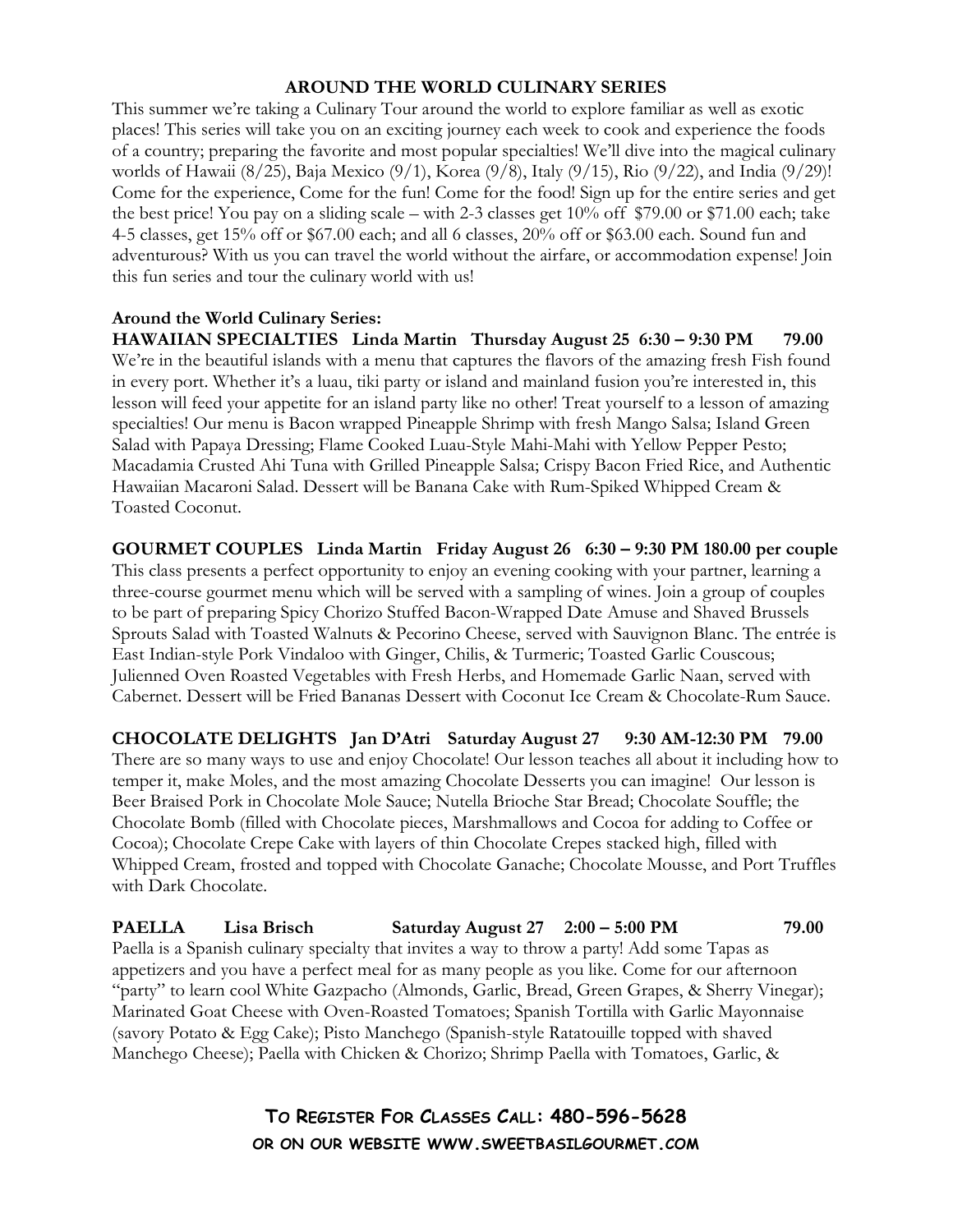## AROUND THE WORLD CULINARY SERIES

This summer we're taking a Culinary Tour around the world to explore familiar as well as exotic places! This series will take you on an exciting journey each week to cook and experience the foods of a country; preparing the favorite and most popular specialties! We'll dive into the magical culinary worlds of Hawaii (8/25), Baja Mexico (9/1), Korea (9/8), Italy (9/15), Rio (9/22), and India (9/29)! Come for the experience, Come for the fun! Come for the food! Sign up for the entire series and get the best price! You pay on a sliding scale – with 2-3 classes get 10% off $79.00 or $71.00 each; take 4-5 classes, get 15% off or $67.00 each; and all 6 classes, 20% off or $63.00 each. Sound fun and adventurous? With us you can travel the world without the airfare, or accommodation expense! Join this fun series and tour the culinary world with us!

**Around the World Culinary Series:**

**HAWAIIAN SPECIALTIES Linda Martin Thursday August 25 6:30 – 9:30 PM 79.00**

We're in the beautiful islands with a menu that captures the flavors of the amazing fresh Fish found in every port. Whether it's a luau, tiki party or island and mainland fusion you're interested in, this lesson will feed your appetite for an island party like no other! Treat yourself to a lesson of amazing specialties! Our menu is Bacon wrapped Pineapple Shrimp with fresh Mango Salsa; Island Green Salad with Papaya Dressing; Flame Cooked Luau-Style Mahi-Mahi with Yellow Pepper Pesto; Macadamia Crusted Ahi Tuna with Grilled Pineapple Salsa; Crispy Bacon Fried Rice, and Authentic Hawaiian Macaroni Salad. Dessert will be Banana Cake with Rum-Spiked Whipped Cream & Toasted Coconut.

**GOURMET COUPLES Linda Martin Friday August 26 6:30 – 9:30 PM 180.00 per couple**

This class presents a perfect opportunity to enjoy an evening cooking with your partner, learning a three-course gourmet menu which will be served with a sampling of wines. Join a group of couples to be part of preparing Spicy Chorizo Stuffed Bacon-Wrapped Date Amuse and Shaved Brussels Sprouts Salad with Toasted Walnuts & Pecorino Cheese, served with Sauvignon Blanc. The entrée is East Indian-style Pork Vindaloo with Ginger, Chilis, & Turmeric; Toasted Garlic Couscous; Julienned Oven Roasted Vegetables with Fresh Herbs, and Homemade Garlic Naan, served with Cabernet. Dessert will be Fried Bananas Dessert with Coconut Ice Cream & Chocolate-Rum Sauce.

**CHOCOLATE DELIGHTS Jan D'Atri Saturday August 27 9:30 AM-12:30 PM 79.00**

There are so many ways to use and enjoy Chocolate! Our lesson teaches all about it including how to temper it, make Moles, and the most amazing Chocolate Desserts you can imagine! Our lesson is Beer Braised Pork in Chocolate Mole Sauce; Nutella Brioche Star Bread; Chocolate Souffle; the Chocolate Bomb (filled with Chocolate pieces, Marshmallows and Cocoa for adding to Coffee or Cocoa); Chocolate Crepe Cake with layers of thin Chocolate Crepes stacked high, filled with Whipped Cream, frosted and topped with Chocolate Ganache; Chocolate Mousse, and Port Truffles with Dark Chocolate.

**PAELLA Lisa Brisch Saturday August 27 2:00 – 5:00 PM 79.00**

Paella is a Spanish culinary specialty that invites a way to throw a party! Add some Tapas as appetizers and you have a perfect meal for as many people as you like. Come for our afternoon "party" to learn cool White Gazpacho (Almonds, Garlic, Bread, Green Grapes, & Sherry Vinegar); Marinated Goat Cheese with Oven-Roasted Tomatoes; Spanish Tortilla with Garlic Mayonnaise (savory Potato & Egg Cake); Pisto Manchego (Spanish-style Ratatouille topped with shaved Manchego Cheese); Paella with Chicken & Chorizo; Shrimp Paella with Tomatoes, Garlic, &

**TO REGISTER FOR CLASSES CALL: 480-596-5628**
**OR ON OUR WEBSITE WWW.SWEETBASILGOURMET.COM**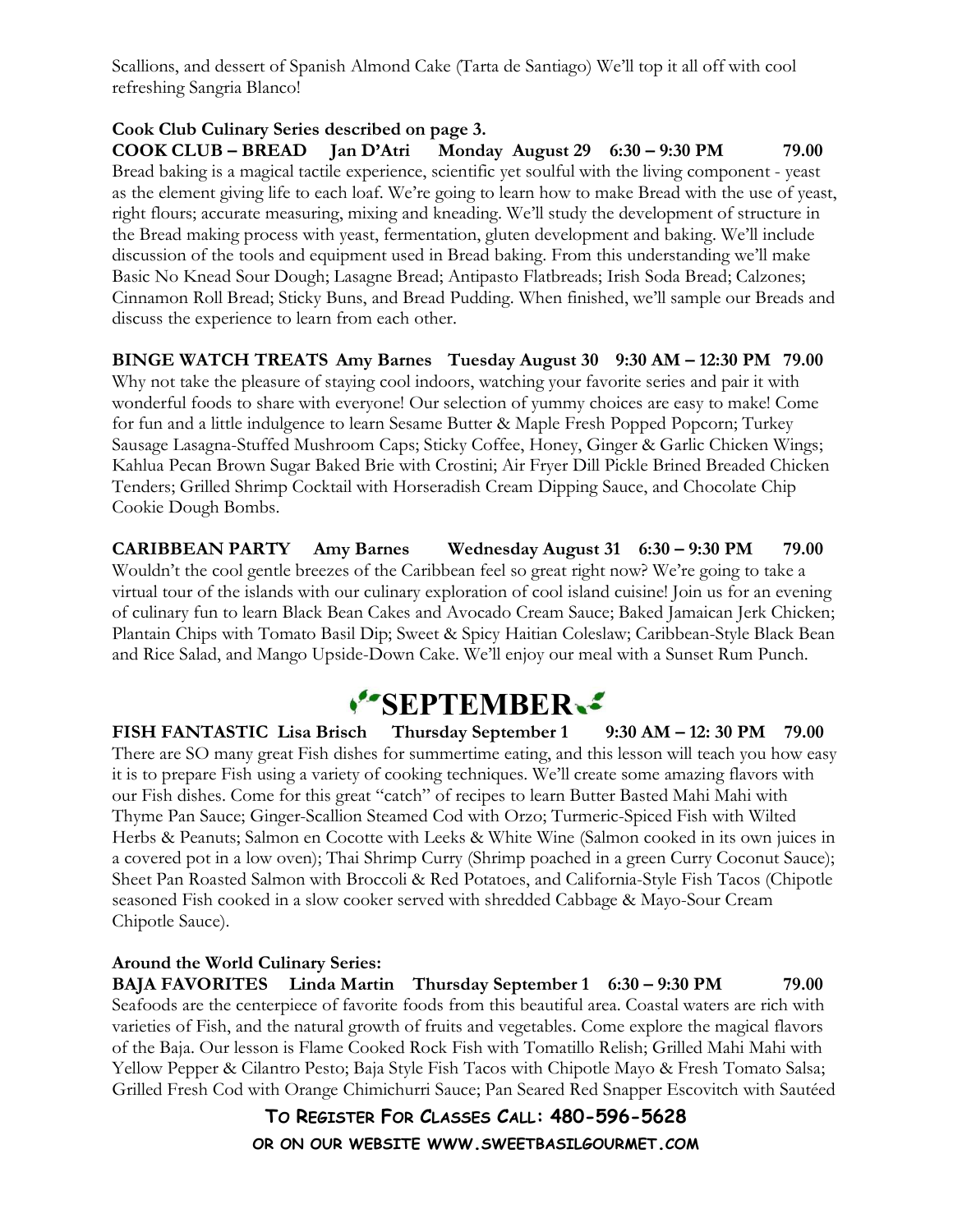Scallions, and dessert of Spanish Almond Cake (Tarta de Santiago) We'll top it all off with cool refreshing Sangria Blanco!

**Cook Club Culinary Series described on page 3.**

**COOK CLUB – BREAD Jan D'Atri Monday August 29 6:30 – 9:30 PM 79.00**

Bread baking is a magical tactile experience, scientific yet soulful with the living component - yeast as the element giving life to each loaf. We're going to learn how to make Bread with the use of yeast, right flours; accurate measuring, mixing and kneading. We'll study the development of structure in the Bread making process with yeast, fermentation, gluten development and baking. We'll include discussion of the tools and equipment used in Bread baking. From this understanding we'll make Basic No Knead Sour Dough; Lasagne Bread; Antipasto Flatbreads; Irish Soda Bread; Calzones; Cinnamon Roll Bread; Sticky Buns, and Bread Pudding. When finished, we'll sample our Breads and discuss the experience to learn from each other.

**BINGE WATCH TREATS Amy Barnes Tuesday August 30 9:30 AM – 12:30 PM 79.00**

Why not take the pleasure of staying cool indoors, watching your favorite series and pair it with wonderful foods to share with everyone! Our selection of yummy choices are easy to make! Come for fun and a little indulgence to learn Sesame Butter & Maple Fresh Popped Popcorn; Turkey Sausage Lasagna-Stuffed Mushroom Caps; Sticky Coffee, Honey, Ginger & Garlic Chicken Wings; Kahlua Pecan Brown Sugar Baked Brie with Crostini; Air Fryer Dill Pickle Brined Breaded Chicken Tenders; Grilled Shrimp Cocktail with Horseradish Cream Dipping Sauce, and Chocolate Chip Cookie Dough Bombs.

**CARIBBEAN PARTY Amy Barnes Wednesday August 31 6:30 – 9:30 PM 79.00**

Wouldn't the cool gentle breezes of the Caribbean feel so great right now? We're going to take a virtual tour of the islands with our culinary exploration of cool island cuisine! Join us for an evening of culinary fun to learn Black Bean Cakes and Avocado Cream Sauce; Baked Jamaican Jerk Chicken; Plantain Chips with Tomato Basil Dip; Sweet & Spicy Haitian Coleslaw; Caribbean-Style Black Bean and Rice Salad, and Mango Upside-Down Cake. We'll enjoy our meal with a Sunset Rum Punch.

# SEPTEMBER

**FISH FANTASTIC Lisa Brisch Thursday September 1 9:30 AM – 12: 30 PM 79.00**

There are SO many great Fish dishes for summertime eating, and this lesson will teach you how easy it is to prepare Fish using a variety of cooking techniques. We'll create some amazing flavors with our Fish dishes. Come for this great "catch" of recipes to learn Butter Basted Mahi Mahi with Thyme Pan Sauce; Ginger-Scallion Steamed Cod with Orzo; Turmeric-Spiced Fish with Wilted Herbs & Peanuts; Salmon en Cocotte with Leeks & White Wine (Salmon cooked in its own juices in a covered pot in a low oven); Thai Shrimp Curry (Shrimp poached in a green Curry Coconut Sauce); Sheet Pan Roasted Salmon with Broccoli & Red Potatoes, and California-Style Fish Tacos (Chipotle seasoned Fish cooked in a slow cooker served with shredded Cabbage & Mayo-Sour Cream Chipotle Sauce).

**Around the World Culinary Series:**

**BAJA FAVORITES Linda Martin Thursday September 1 6:30 – 9:30 PM 79.00**

Seafoods are the centerpiece of favorite foods from this beautiful area. Coastal waters are rich with varieties of Fish, and the natural growth of fruits and vegetables. Come explore the magical flavors of the Baja. Our lesson is Flame Cooked Rock Fish with Tomatillo Relish; Grilled Mahi Mahi with Yellow Pepper & Cilantro Pesto; Baja Style Fish Tacos with Chipotle Mayo & Fresh Tomato Salsa; Grilled Fresh Cod with Orange Chimichurri Sauce; Pan Seared Red Snapper Escovitch with Sautéed

**TO REGISTER FOR CLASSES CALL: 480-596-5628**
**OR ON OUR WEBSITE WWW.SWEETBASILGOURMET.COM**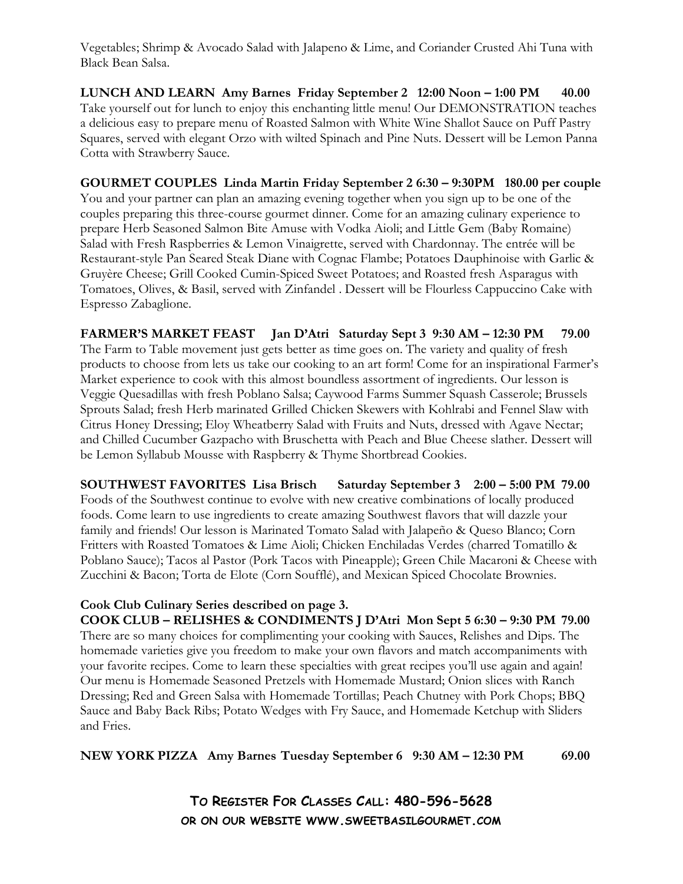Vegetables; Shrimp & Avocado Salad with Jalapeno & Lime, and Coriander Crusted Ahi Tuna with Black Bean Salsa.

**LUNCH AND LEARN Amy Barnes Friday September 2 12:00 Noon – 1:00 PM 40.00**
Take yourself out for lunch to enjoy this enchanting little menu! Our DEMONSTRATION teaches a delicious easy to prepare menu of Roasted Salmon with White Wine Shallot Sauce on Puff Pastry Squares, served with elegant Orzo with wilted Spinach and Pine Nuts. Dessert will be Lemon Panna Cotta with Strawberry Sauce.

**GOURMET COUPLES Linda Martin Friday September 2 6:30 – 9:30PM 180.00 per couple**
You and your partner can plan an amazing evening together when you sign up to be one of the couples preparing this three-course gourmet dinner. Come for an amazing culinary experience to prepare Herb Seasoned Salmon Bite Amuse with Vodka Aioli; and Little Gem (Baby Romaine) Salad with Fresh Raspberries & Lemon Vinaigrette, served with Chardonnay. The entrée will be Restaurant-style Pan Seared Steak Diane with Cognac Flambe; Potatoes Dauphinoise with Garlic & Gruyère Cheese; Grill Cooked Cumin-Spiced Sweet Potatoes; and Roasted fresh Asparagus with Tomatoes, Olives, & Basil, served with Zinfandel . Dessert will be Flourless Cappuccino Cake with Espresso Zabaglione.

**FARMER'S MARKET FEAST Jan D'Atri Saturday Sept 3 9:30 AM – 12:30 PM 79.00**
The Farm to Table movement just gets better as time goes on. The variety and quality of fresh products to choose from lets us take our cooking to an art form! Come for an inspirational Farmer's Market experience to cook with this almost boundless assortment of ingredients. Our lesson is Veggie Quesadillas with fresh Poblano Salsa; Caywood Farms Summer Squash Casserole; Brussels Sprouts Salad; fresh Herb marinated Grilled Chicken Skewers with Kohlrabi and Fennel Slaw with Citrus Honey Dressing; Eloy Wheatberry Salad with Fruits and Nuts, dressed with Agave Nectar; and Chilled Cucumber Gazpacho with Bruschetta with Peach and Blue Cheese slather. Dessert will be Lemon Syllabub Mousse with Raspberry & Thyme Shortbread Cookies.

**SOUTHWEST FAVORITES Lisa Brisch Saturday September 3 2:00 – 5:00 PM 79.00**
Foods of the Southwest continue to evolve with new creative combinations of locally produced foods. Come learn to use ingredients to create amazing Southwest flavors that will dazzle your family and friends! Our lesson is Marinated Tomato Salad with Jalapeño & Queso Blanco; Corn Fritters with Roasted Tomatoes & Lime Aioli; Chicken Enchiladas Verdes (charred Tomatillo & Poblano Sauce); Tacos al Pastor (Pork Tacos with Pineapple); Green Chile Macaroni & Cheese with Zucchini & Bacon; Torta de Elote (Corn Soufflé), and Mexican Spiced Chocolate Brownies.

**Cook Club Culinary Series described on page 3.**
**COOK CLUB – RELISHES & CONDIMENTS J D'Atri Mon Sept 5 6:30 – 9:30 PM 79.00**
There are so many choices for complimenting your cooking with Sauces, Relishes and Dips. The homemade varieties give you freedom to make your own flavors and match accompaniments with your favorite recipes. Come to learn these specialties with great recipes you'll use again and again! Our menu is Homemade Seasoned Pretzels with Homemade Mustard; Onion slices with Ranch Dressing; Red and Green Salsa with Homemade Tortillas; Peach Chutney with Pork Chops; BBQ Sauce and Baby Back Ribs; Potato Wedges with Fry Sauce, and Homemade Ketchup with Sliders and Fries.

**NEW YORK PIZZA Amy Barnes Tuesday September 6 9:30 AM – 12:30 PM 69.00**

**TO REGISTER FOR CLASSES CALL: 480-596-5628**
**OR ON OUR WEBSITE WWW.SWEETBASILGOURMET.COM**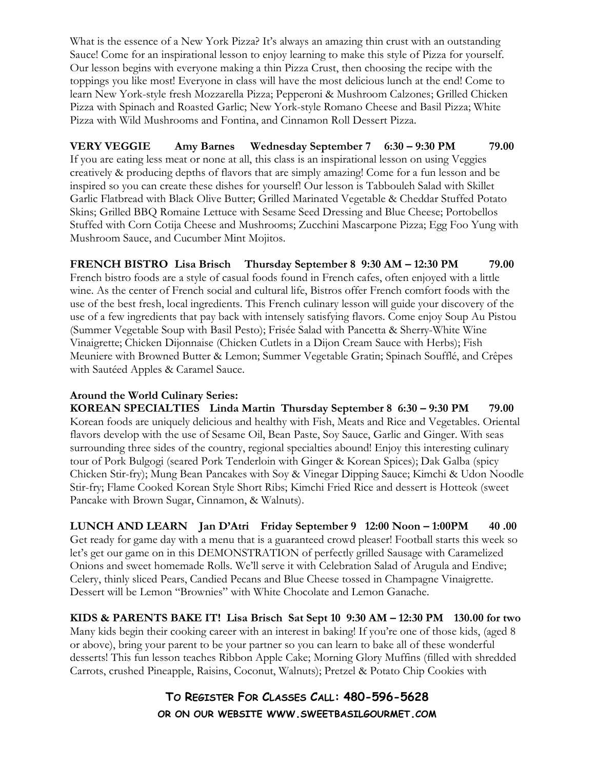What is the essence of a New York Pizza? It's always an amazing thin crust with an outstanding Sauce! Come for an inspirational lesson to enjoy learning to make this style of Pizza for yourself. Our lesson begins with everyone making a thin Pizza Crust, then choosing the recipe with the toppings you like most! Everyone in class will have the most delicious lunch at the end! Come to learn New York-style fresh Mozzarella Pizza; Pepperoni & Mushroom Calzones; Grilled Chicken Pizza with Spinach and Roasted Garlic; New York-style Romano Cheese and Basil Pizza; White Pizza with Wild Mushrooms and Fontina, and Cinnamon Roll Dessert Pizza.

**VERY VEGGIE Amy Barnes Wednesday September 7 6:30 – 9:30 PM 79.00**
If you are eating less meat or none at all, this class is an inspirational lesson on using Veggies creatively & producing depths of flavors that are simply amazing! Come for a fun lesson and be inspired so you can create these dishes for yourself! Our lesson is Tabbouleh Salad with Skillet Garlic Flatbread with Black Olive Butter; Grilled Marinated Vegetable & Cheddar Stuffed Potato Skins; Grilled BBQ Romaine Lettuce with Sesame Seed Dressing and Blue Cheese; Portobellos Stuffed with Corn Cotija Cheese and Mushrooms; Zucchini Mascarpone Pizza; Egg Foo Yung with Mushroom Sauce, and Cucumber Mint Mojitos.

**FRENCH BISTRO Lisa Brisch Thursday September 8 9:30 AM – 12:30 PM 79.00**
French bistro foods are a style of casual foods found in French cafes, often enjoyed with a little wine. As the center of French social and cultural life, Bistros offer French comfort foods with the use of the best fresh, local ingredients. This French culinary lesson will guide your discovery of the use of a few ingredients that pay back with intensely satisfying flavors. Come enjoy Soup Au Pistou (Summer Vegetable Soup with Basil Pesto); Frisée Salad with Pancetta & Sherry-White Wine Vinaigrette; Chicken Dijonnaise (Chicken Cutlets in a Dijon Cream Sauce with Herbs); Fish Meuniere with Browned Butter & Lemon; Summer Vegetable Gratin; Spinach Soufflé, and Crêpes with Sautéed Apples & Caramel Sauce.

**Around the World Culinary Series:**
**KOREAN SPECIALTIES Linda Martin Thursday September 8 6:30 – 9:30 PM 79.00**
Korean foods are uniquely delicious and healthy with Fish, Meats and Rice and Vegetables. Oriental flavors develop with the use of Sesame Oil, Bean Paste, Soy Sauce, Garlic and Ginger. With seas surrounding three sides of the country, regional specialties abound! Enjoy this interesting culinary tour of Pork Bulgogi (seared Pork Tenderloin with Ginger & Korean Spices); Dak Galba (spicy Chicken Stir-fry); Mung Bean Pancakes with Soy & Vinegar Dipping Sauce; Kimchi & Udon Noodle Stir-fry; Flame Cooked Korean Style Short Ribs; Kimchi Fried Rice and dessert is Hotteok (sweet Pancake with Brown Sugar, Cinnamon, & Walnuts).

**LUNCH AND LEARN Jan D'Atri Friday September 9 12:00 Noon – 1:00PM 40 .00**
Get ready for game day with a menu that is a guaranteed crowd pleaser! Football starts this week so let's get our game on in this DEMONSTRATION of perfectly grilled Sausage with Caramelized Onions and sweet homemade Rolls. We'll serve it with Celebration Salad of Arugula and Endive; Celery, thinly sliced Pears, Candied Pecans and Blue Cheese tossed in Champagne Vinaigrette. Dessert will be Lemon "Brownies" with White Chocolate and Lemon Ganache.

**KIDS & PARENTS BAKE IT! Lisa Brisch Sat Sept 10 9:30 AM – 12:30 PM 130.00 for two**
Many kids begin their cooking career with an interest in baking! If you're one of those kids, (aged 8 or above), bring your parent to be your partner so you can learn to bake all of these wonderful desserts! This fun lesson teaches Ribbon Apple Cake; Morning Glory Muffins (filled with shredded Carrots, crushed Pineapple, Raisins, Coconut, Walnuts); Pretzel & Potato Chip Cookies with

**TO REGISTER FOR CLASSES CALL: 480-596-5628**
**OR ON OUR WEBSITE WWW.SWEETBASILGOURMET.COM**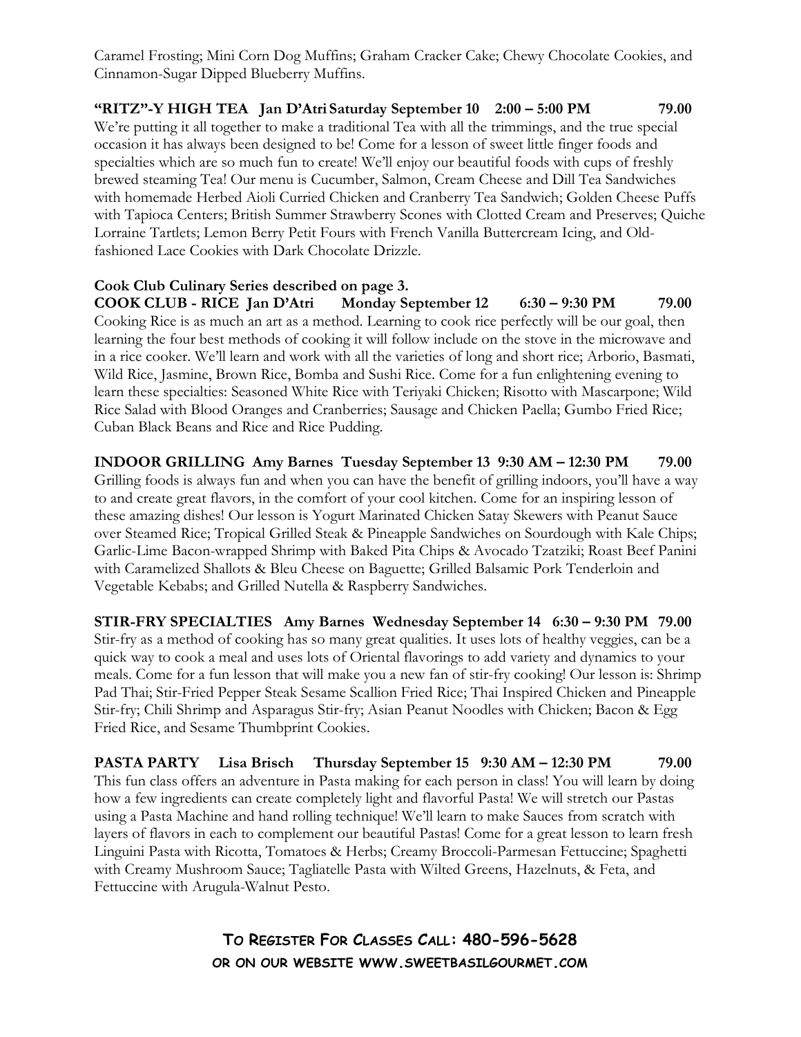Caramel Frosting; Mini Corn Dog Muffins; Graham Cracker Cake; Chewy Chocolate Cookies, and Cinnamon-Sugar Dipped Blueberry Muffins.

**"RITZ"-Y HIGH TEA Jan D'Atri Saturday September 10 2:00 – 5:00 PM 79.00**

We're putting it all together to make a traditional Tea with all the trimmings, and the true special occasion it has always been designed to be! Come for a lesson of sweet little finger foods and specialties which are so much fun to create! We'll enjoy our beautiful foods with cups of freshly brewed steaming Tea! Our menu is Cucumber, Salmon, Cream Cheese and Dill Tea Sandwiches with homemade Herbed Aioli Curried Chicken and Cranberry Tea Sandwich; Golden Cheese Puffs with Tapioca Centers; British Summer Strawberry Scones with Clotted Cream and Preserves; Quiche Lorraine Tartlets; Lemon Berry Petit Fours with French Vanilla Buttercream Icing, and Old-fashioned Lace Cookies with Dark Chocolate Drizzle.

**Cook Club Culinary Series described on page 3.**

**COOK CLUB - RICE Jan D'Atri Monday September 12 6:30 – 9:30 PM 79.00**

Cooking Rice is as much an art as a method. Learning to cook rice perfectly will be our goal, then learning the four best methods of cooking it will follow include on the stove in the microwave and in a rice cooker. We'll learn and work with all the varieties of long and short rice; Arborio, Basmati, Wild Rice, Jasmine, Brown Rice, Bomba and Sushi Rice. Come for a fun enlightening evening to learn these specialties: Seasoned White Rice with Teriyaki Chicken; Risotto with Mascarpone; Wild Rice Salad with Blood Oranges and Cranberries; Sausage and Chicken Paella; Gumbo Fried Rice; Cuban Black Beans and Rice and Rice Pudding.

**INDOOR GRILLING Amy Barnes Tuesday September 13 9:30 AM – 12:30 PM 79.00**

Grilling foods is always fun and when you can have the benefit of grilling indoors, you'll have a way to and create great flavors, in the comfort of your cool kitchen. Come for an inspiring lesson of these amazing dishes! Our lesson is Yogurt Marinated Chicken Satay Skewers with Peanut Sauce over Steamed Rice; Tropical Grilled Steak & Pineapple Sandwiches on Sourdough with Kale Chips; Garlic-Lime Bacon-wrapped Shrimp with Baked Pita Chips & Avocado Tzatziki; Roast Beef Panini with Caramelized Shallots & Bleu Cheese on Baguette; Grilled Balsamic Pork Tenderloin and Vegetable Kebabs; and Grilled Nutella & Raspberry Sandwiches.

**STIR-FRY SPECIALTIES Amy Barnes Wednesday September 14 6:30 – 9:30 PM 79.00**

Stir-fry as a method of cooking has so many great qualities. It uses lots of healthy veggies, can be a quick way to cook a meal and uses lots of Oriental flavorings to add variety and dynamics to your meals. Come for a fun lesson that will make you a new fan of stir-fry cooking! Our lesson is: Shrimp Pad Thai; Stir-Fried Pepper Steak Sesame Scallion Fried Rice; Thai Inspired Chicken and Pineapple Stir-fry; Chili Shrimp and Asparagus Stir-fry; Asian Peanut Noodles with Chicken; Bacon & Egg Fried Rice, and Sesame Thumbprint Cookies.

**PASTA PARTY Lisa Brisch Thursday September 15 9:30 AM – 12:30 PM 79.00**

This fun class offers an adventure in Pasta making for each person in class! You will learn by doing how a few ingredients can create completely light and flavorful Pasta! We will stretch our Pastas using a Pasta Machine and hand rolling technique! We'll learn to make Sauces from scratch with layers of flavors in each to complement our beautiful Pastas! Come for a great lesson to learn fresh Linguini Pasta with Ricotta, Tomatoes & Herbs; Creamy Broccoli-Parmesan Fettuccine; Spaghetti with Creamy Mushroom Sauce; Tagliatelle Pasta with Wilted Greens, Hazelnuts, & Feta, and Fettuccine with Arugula-Walnut Pesto.

**TO REGISTER FOR CLASSES CALL: 480-596-5628**
**OR ON OUR WEBSITE WWW.SWEETBASILGOURMET.COM**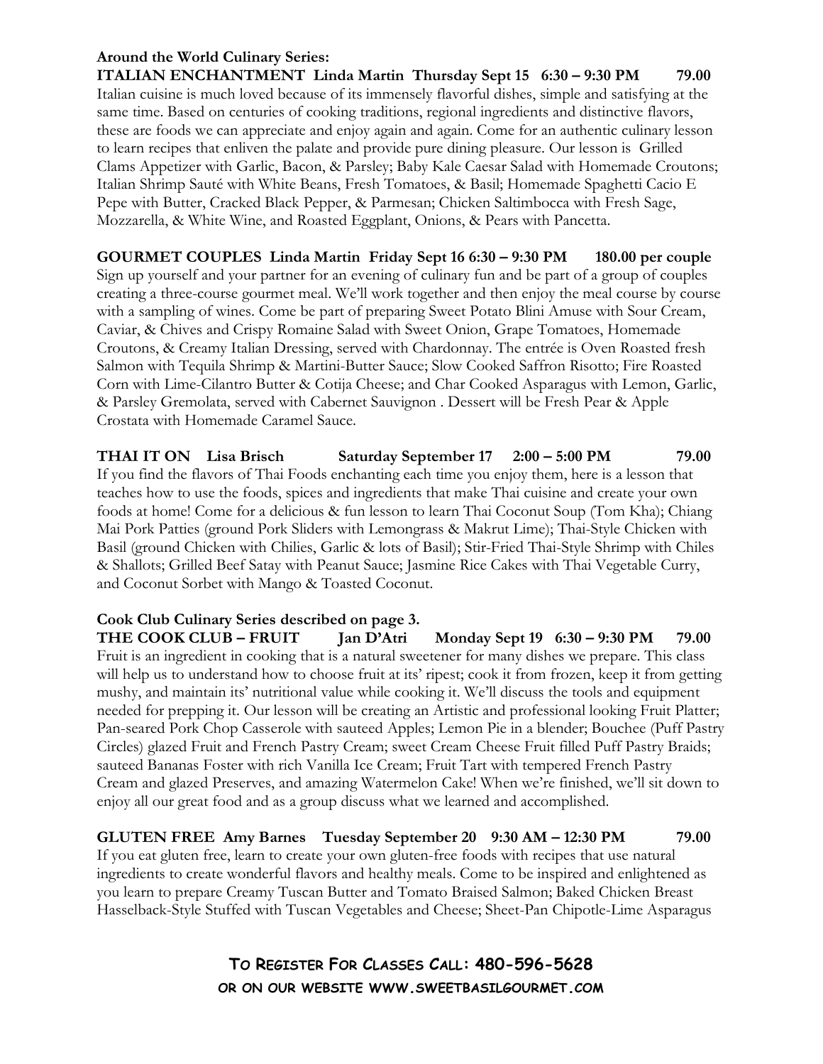**Around the World Culinary Series:**

**ITALIAN ENCHANTMENT Linda Martin Thursday Sept 15 6:30 – 9:30 PM 79.00**

Italian cuisine is much loved because of its immensely flavorful dishes, simple and satisfying at the same time. Based on centuries of cooking traditions, regional ingredients and distinctive flavors, these are foods we can appreciate and enjoy again and again. Come for an authentic culinary lesson to learn recipes that enliven the palate and provide pure dining pleasure. Our lesson is Grilled Clams Appetizer with Garlic, Bacon, & Parsley; Baby Kale Caesar Salad with Homemade Croutons; Italian Shrimp Sauté with White Beans, Fresh Tomatoes, & Basil; Homemade Spaghetti Cacio E Pepe with Butter, Cracked Black Pepper, & Parmesan; Chicken Saltimbocca with Fresh Sage, Mozzarella, & White Wine, and Roasted Eggplant, Onions, & Pears with Pancetta.

**GOURMET COUPLES Linda Martin Friday Sept 16 6:30 – 9:30 PM 180.00 per couple**

Sign up yourself and your partner for an evening of culinary fun and be part of a group of couples creating a three-course gourmet meal. We'll work together and then enjoy the meal course by course with a sampling of wines. Come be part of preparing Sweet Potato Blini Amuse with Sour Cream, Caviar, & Chives and Crispy Romaine Salad with Sweet Onion, Grape Tomatoes, Homemade Croutons, & Creamy Italian Dressing, served with Chardonnay. The entrée is Oven Roasted fresh Salmon with Tequila Shrimp & Martini-Butter Sauce; Slow Cooked Saffron Risotto; Fire Roasted Corn with Lime-Cilantro Butter & Cotija Cheese; and Char Cooked Asparagus with Lemon, Garlic, & Parsley Gremolata, served with Cabernet Sauvignon . Dessert will be Fresh Pear & Apple Crostata with Homemade Caramel Sauce.

**THAI IT ON Lisa Brisch Saturday September 17 2:00 – 5:00 PM 79.00**

If you find the flavors of Thai Foods enchanting each time you enjoy them, here is a lesson that teaches how to use the foods, spices and ingredients that make Thai cuisine and create your own foods at home! Come for a delicious & fun lesson to learn Thai Coconut Soup (Tom Kha); Chiang Mai Pork Patties (ground Pork Sliders with Lemongrass & Makrut Lime); Thai-Style Chicken with Basil (ground Chicken with Chilies, Garlic & lots of Basil); Stir-Fried Thai-Style Shrimp with Chiles & Shallots; Grilled Beef Satay with Peanut Sauce; Jasmine Rice Cakes with Thai Vegetable Curry, and Coconut Sorbet with Mango & Toasted Coconut.

**Cook Club Culinary Series described on page 3.**

**THE COOK CLUB – FRUIT Jan D'Atri Monday Sept 19 6:30 – 9:30 PM 79.00**

Fruit is an ingredient in cooking that is a natural sweetener for many dishes we prepare. This class will help us to understand how to choose fruit at its' ripest; cook it from frozen, keep it from getting mushy, and maintain its' nutritional value while cooking it. We'll discuss the tools and equipment needed for prepping it. Our lesson will be creating an Artistic and professional looking Fruit Platter; Pan-seared Pork Chop Casserole with sauteed Apples; Lemon Pie in a blender; Bouchee (Puff Pastry Circles) glazed Fruit and French Pastry Cream; sweet Cream Cheese Fruit filled Puff Pastry Braids; sauteed Bananas Foster with rich Vanilla Ice Cream; Fruit Tart with tempered French Pastry Cream and glazed Preserves, and amazing Watermelon Cake! When we're finished, we'll sit down to enjoy all our great food and as a group discuss what we learned and accomplished.

**GLUTEN FREE Amy Barnes Tuesday September 20 9:30 AM – 12:30 PM 79.00**

If you eat gluten free, learn to create your own gluten-free foods with recipes that use natural ingredients to create wonderful flavors and healthy meals. Come to be inspired and enlightened as you learn to prepare Creamy Tuscan Butter and Tomato Braised Salmon; Baked Chicken Breast Hasselback-Style Stuffed with Tuscan Vegetables and Cheese; Sheet-Pan Chipotle-Lime Asparagus

**TO REGISTER FOR CLASSES CALL: 480-596-5628**
**OR ON OUR WEBSITE WWW.SWEETBASILGOURMET.COM**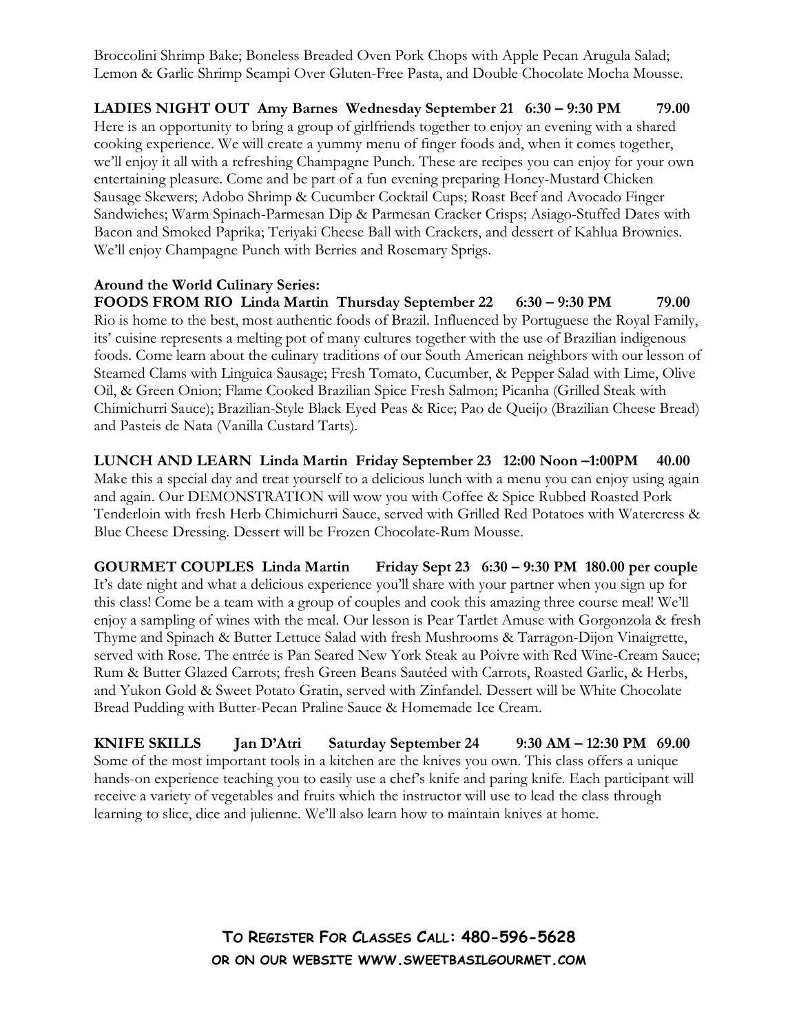Broccolini Shrimp Bake; Boneless Breaded Oven Pork Chops with Apple Pecan Arugula Salad; Lemon & Garlic Shrimp Scampi Over Gluten-Free Pasta, and Double Chocolate Mocha Mousse.

**LADIES NIGHT OUT Amy Barnes Wednesday September 21 6:30 – 9:30 PM 79.00**
Here is an opportunity to bring a group of girlfriends together to enjoy an evening with a shared cooking experience. We will create a yummy menu of finger foods and, when it comes together, we'll enjoy it all with a refreshing Champagne Punch. These are recipes you can enjoy for your own entertaining pleasure. Come and be part of a fun evening preparing Honey-Mustard Chicken Sausage Skewers; Adobo Shrimp & Cucumber Cocktail Cups; Roast Beef and Avocado Finger Sandwiches; Warm Spinach-Parmesan Dip & Parmesan Cracker Crisps; Asiago-Stuffed Dates with Bacon and Smoked Paprika; Teriyaki Cheese Ball with Crackers, and dessert of Kahlua Brownies. We'll enjoy Champagne Punch with Berries and Rosemary Sprigs.

**Around the World Culinary Series:**
**FOODS FROM RIO Linda Martin Thursday September 22 6:30 – 9:30 PM 79.00**
Rio is home to the best, most authentic foods of Brazil. Influenced by Portuguese the Royal Family, its' cuisine represents a melting pot of many cultures together with the use of Brazilian indigenous foods. Come learn about the culinary traditions of our South American neighbors with our lesson of Steamed Clams with Linguica Sausage; Fresh Tomato, Cucumber, & Pepper Salad with Lime, Olive Oil, & Green Onion; Flame Cooked Brazilian Spice Fresh Salmon; Picanha (Grilled Steak with Chimichurri Sauce); Brazilian-Style Black Eyed Peas & Rice; Pao de Queijo (Brazilian Cheese Bread) and Pasteis de Nata (Vanilla Custard Tarts).

**LUNCH AND LEARN Linda Martin Friday September 23 12:00 Noon –1:00PM 40.00**
Make this a special day and treat yourself to a delicious lunch with a menu you can enjoy using again and again. Our DEMONSTRATION will wow you with Coffee & Spice Rubbed Roasted Pork Tenderloin with fresh Herb Chimichurri Sauce, served with Grilled Red Potatoes with Watercress & Blue Cheese Dressing. Dessert will be Frozen Chocolate-Rum Mousse.

**GOURMET COUPLES Linda Martin Friday Sept 23 6:30 – 9:30 PM 180.00 per couple**
It's date night and what a delicious experience you'll share with your partner when you sign up for this class! Come be a team with a group of couples and cook this amazing three course meal! We'll enjoy a sampling of wines with the meal. Our lesson is Pear Tartlet Amuse with Gorgonzola & fresh Thyme and Spinach & Butter Lettuce Salad with fresh Mushrooms & Tarragon-Dijon Vinaigrette, served with Rose. The entrée is Pan Seared New York Steak au Poivre with Red Wine-Cream Sauce; Rum & Butter Glazed Carrots; fresh Green Beans Sautéed with Carrots, Roasted Garlic, & Herbs, and Yukon Gold & Sweet Potato Gratin, served with Zinfandel. Dessert will be White Chocolate Bread Pudding with Butter-Pecan Praline Sauce & Homemade Ice Cream.

**KNIFE SKILLS Jan D'Atri Saturday September 24 9:30 AM – 12:30 PM 69.00**
Some of the most important tools in a kitchen are the knives you own. This class offers a unique hands-on experience teaching you to easily use a chef's knife and paring knife. Each participant will receive a variety of vegetables and fruits which the instructor will use to lead the class through learning to slice, dice and julienne. We'll also learn how to maintain knives at home.

**TO REGISTER FOR CLASSES CALL: 480-596-5628**
**OR ON OUR WEBSITE WWW.SWEETBASILGOURMET.COM**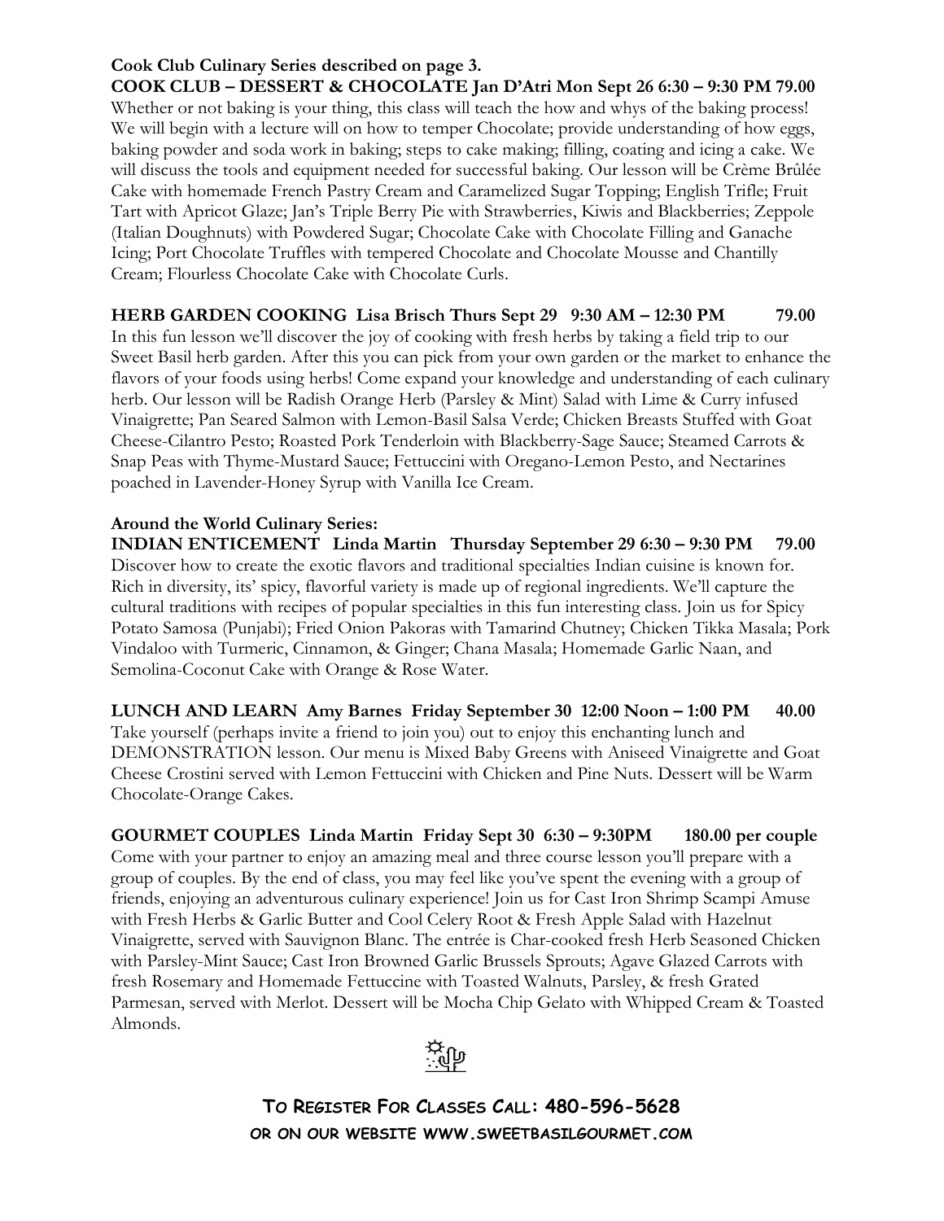**Cook Club Culinary Series described on page 3.**

**COOK CLUB – DESSERT & CHOCOLATE Jan D'Atri Mon Sept 26 6:30 – 9:30 PM 79.00**

Whether or not baking is your thing, this class will teach the how and whys of the baking process! We will begin with a lecture will on how to temper Chocolate; provide understanding of how eggs, baking powder and soda work in baking; steps to cake making; filling, coating and icing a cake. We will discuss the tools and equipment needed for successful baking. Our lesson will be Crème Brûlée Cake with homemade French Pastry Cream and Caramelized Sugar Topping; English Trifle; Fruit Tart with Apricot Glaze; Jan's Triple Berry Pie with Strawberries, Kiwis and Blackberries; Zeppole (Italian Doughnuts) with Powdered Sugar; Chocolate Cake with Chocolate Filling and Ganache Icing; Port Chocolate Truffles with tempered Chocolate and Chocolate Mousse and Chantilly Cream; Flourless Chocolate Cake with Chocolate Curls.

**HERB GARDEN COOKING Lisa Brisch Thurs Sept 29 9:30 AM – 12:30 PM 79.00**

In this fun lesson we'll discover the joy of cooking with fresh herbs by taking a field trip to our Sweet Basil herb garden. After this you can pick from your own garden or the market to enhance the flavors of your foods using herbs! Come expand your knowledge and understanding of each culinary herb. Our lesson will be Radish Orange Herb (Parsley & Mint) Salad with Lime & Curry infused Vinaigrette; Pan Seared Salmon with Lemon-Basil Salsa Verde; Chicken Breasts Stuffed with Goat Cheese-Cilantro Pesto; Roasted Pork Tenderloin with Blackberry-Sage Sauce; Steamed Carrots & Snap Peas with Thyme-Mustard Sauce; Fettuccini with Oregano-Lemon Pesto, and Nectarines poached in Lavender-Honey Syrup with Vanilla Ice Cream.

**Around the World Culinary Series:**

**INDIAN ENTICEMENT Linda Martin Thursday September 29 6:30 – 9:30 PM 79.00**

Discover how to create the exotic flavors and traditional specialties Indian cuisine is known for. Rich in diversity, its' spicy, flavorful variety is made up of regional ingredients. We'll capture the cultural traditions with recipes of popular specialties in this fun interesting class. Join us for Spicy Potato Samosa (Punjabi); Fried Onion Pakoras with Tamarind Chutney; Chicken Tikka Masala; Pork Vindaloo with Turmeric, Cinnamon, & Ginger; Chana Masala; Homemade Garlic Naan, and Semolina-Coconut Cake with Orange & Rose Water.

**LUNCH AND LEARN Amy Barnes Friday September 30 12:00 Noon – 1:00 PM 40.00**

Take yourself (perhaps invite a friend to join you) out to enjoy this enchanting lunch and DEMONSTRATION lesson. Our menu is Mixed Baby Greens with Aniseed Vinaigrette and Goat Cheese Crostini served with Lemon Fettuccini with Chicken and Pine Nuts. Dessert will be Warm Chocolate-Orange Cakes.

**GOURMET COUPLES Linda Martin Friday Sept 30 6:30 – 9:30PM 180.00 per couple**

Come with your partner to enjoy an amazing meal and three course lesson you'll prepare with a group of couples. By the end of class, you may feel like you've spent the evening with a group of friends, enjoying an adventurous culinary experience! Join us for Cast Iron Shrimp Scampi Amuse with Fresh Herbs & Garlic Butter and Cool Celery Root & Fresh Apple Salad with Hazelnut Vinaigrette, served with Sauvignon Blanc. The entrée is Char-cooked fresh Herb Seasoned Chicken with Parsley-Mint Sauce; Cast Iron Browned Garlic Brussels Sprouts; Agave Glazed Carrots with fresh Rosemary and Homemade Fettuccine with Toasted Walnuts, Parsley, & fresh Grated Parmesan, served with Merlot. Dessert will be Mocha Chip Gelato with Whipped Cream & Toasted Almonds.

**TO REGISTER FOR CLASSES CALL: 480-596-5628**

**OR ON OUR WEBSITE WWW.SWEETBASILGOURMET.COM**